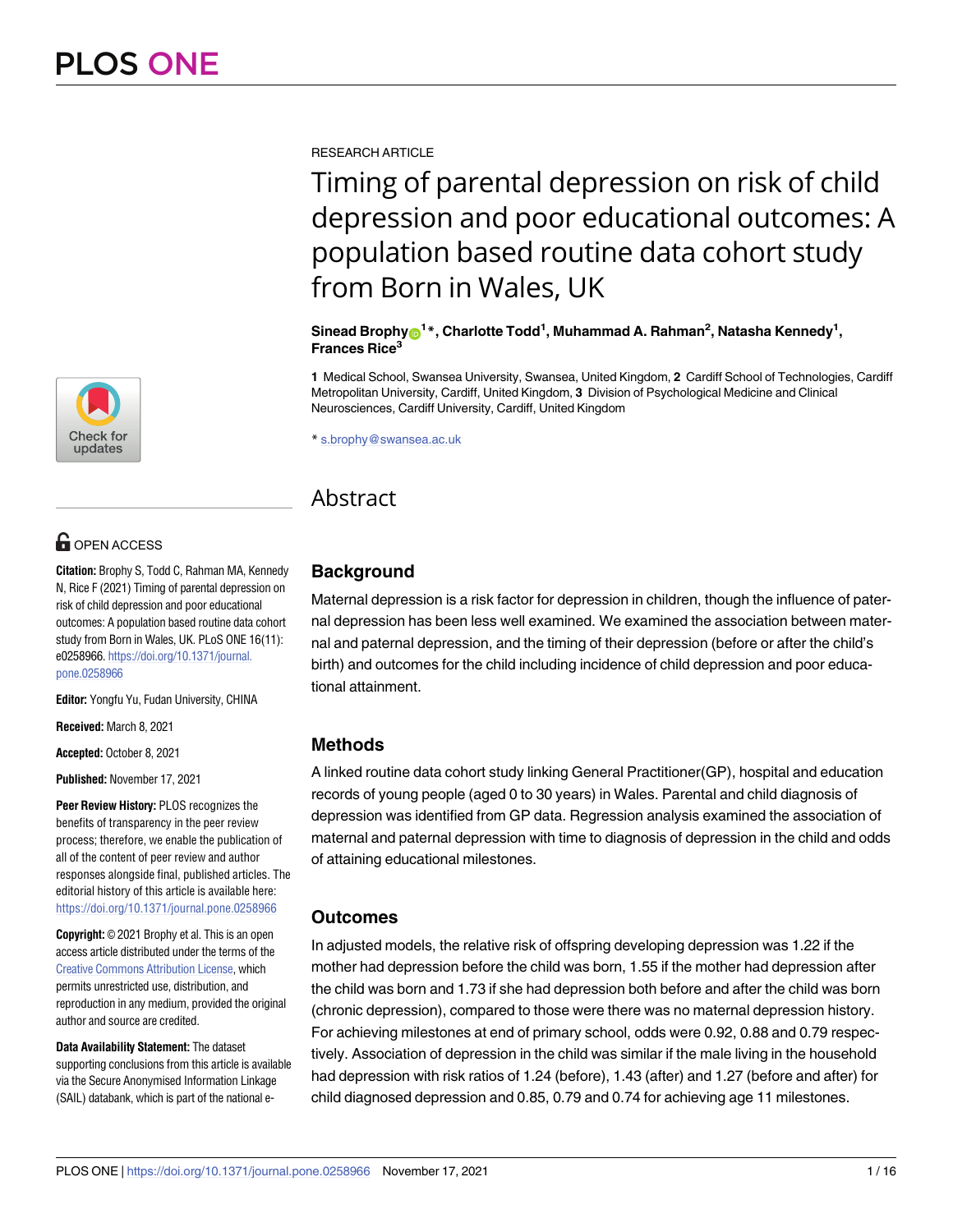RESEARCH ARTICLE

# Timing of parental depression on risk of child depression and poor educational outcomes: A population based routine data cohort study from Born in Wales, UK

**Sinead Brophy[1]*, Charlotte Todd[1], Muhammad A. Rahman[2], Natasha Kennedy[1], Frances Rice[3]**

**1** Medical School, Swansea University, Swansea, United Kingdom, **2** Cardiff School of Technologies, Cardiff Metropolitan University, Cardiff, United Kingdom, **3** Division of Psychological Medicine and Clinical Neurosciences, Cardiff University, Cardiff, United Kingdom

* s.brophy@swansea.ac.uk

OPEN ACCESS

**Citation:** Brophy S, Todd C, Rahman MA, Kennedy N, Rice F (2021) Timing of parental depression on risk of child depression and poor educational outcomes: A population based routine data cohort study from Born in Wales, UK. PLoS ONE 16(11): e0258966. https://doi.org/10.1371/journal.pone.0258966

**Editor:** Yongfu Yu, Fudan University, CHINA

**Received:** March 8, 2021

**Accepted:** October 8, 2021

**Published:** November 17, 2021

**Peer Review History:** PLOS recognizes the benefits of transparency in the peer review process; therefore, we enable the publication of all of the content of peer review and author responses alongside final, published articles. The editorial history of this article is available here: https://doi.org/10.1371/journal.pone.0258966

**Copyright:** © 2021 Brophy et al. This is an open access article distributed under the terms of the Creative Commons Attribution License, which permits unrestricted use, distribution, and reproduction in any medium, provided the original author and source are credited.

**Data Availability Statement:** The dataset supporting conclusions from this article is available via the Secure Anonymised Information Linkage (SAIL) databank, which is part of the national e-

## Abstract

### Background

Maternal depression is a risk factor for depression in children, though the influence of paternal depression has been less well examined. We examined the association between maternal and paternal depression, and the timing of their depression (before or after the child's birth) and outcomes for the child including incidence of child depression and poor educational attainment.

### Methods

A linked routine data cohort study linking General Practitioner(GP), hospital and education records of young people (aged 0 to 30 years) in Wales. Parental and child diagnosis of depression was identified from GP data. Regression analysis examined the association of maternal and paternal depression with time to diagnosis of depression in the child and odds of attaining educational milestones.

### Outcomes

In adjusted models, the relative risk of offspring developing depression was 1.22 if the mother had depression before the child was born, 1.55 if the mother had depression after the child was born and 1.73 if she had depression both before and after the child was born (chronic depression), compared to those were there was no maternal depression history. For achieving milestones at end of primary school, odds were 0.92, 0.88 and 0.79 respectively. Association of depression in the child was similar if the male living in the household had depression with risk ratios of 1.24 (before), 1.43 (after) and 1.27 (before and after) for child diagnosed depression and 0.85, 0.79 and 0.74 for achieving age 11 milestones.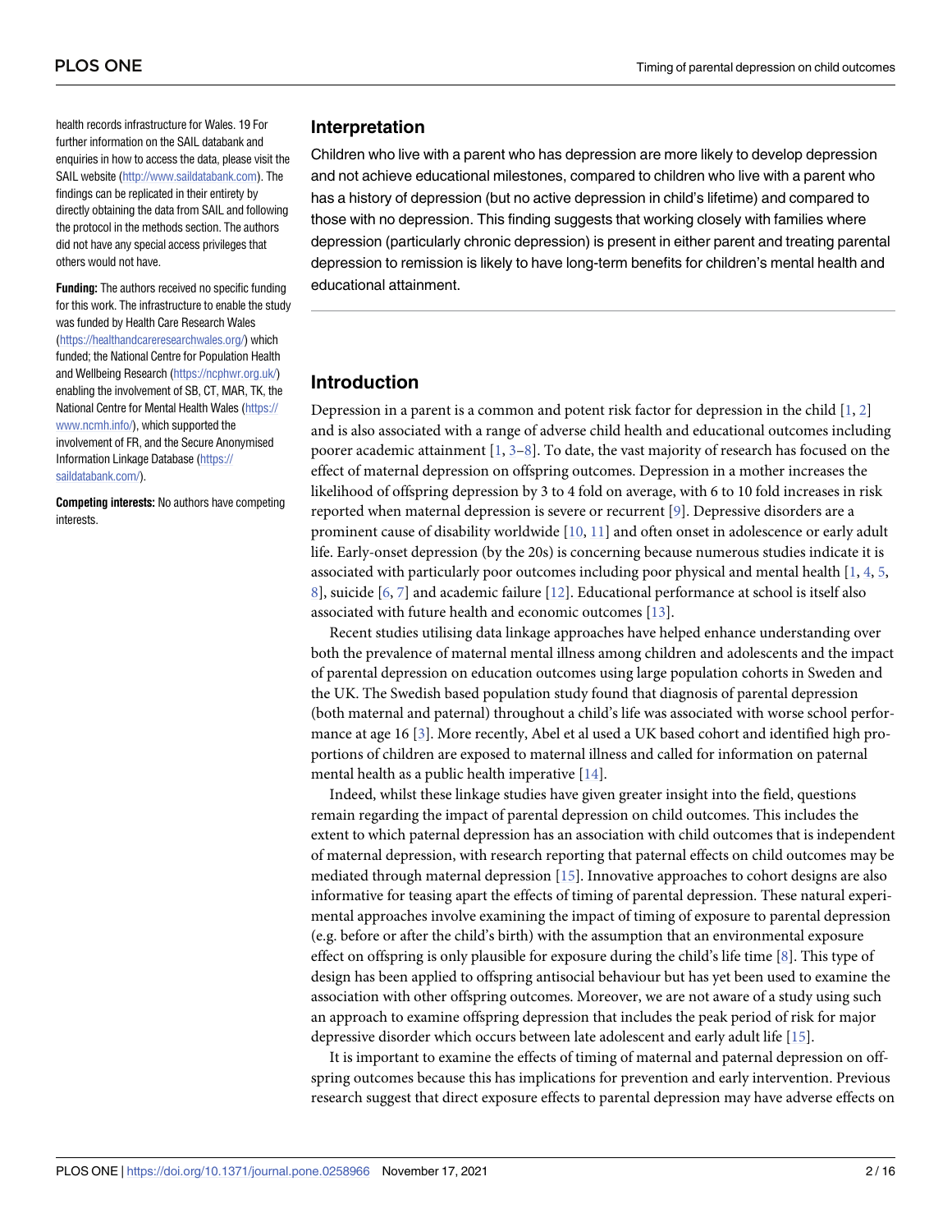health records infrastructure for Wales. 19 For further information on the SAIL databank and enquiries in how to access the data, please visit the SAIL website (http://www.saildatabank.com). The findings can be replicated in their entirety by directly obtaining the data from SAIL and following the protocol in the methods section. The authors did not have any special access privileges that others would not have.

**Funding:** The authors received no specific funding for this work. The infrastructure to enable the study was funded by Health Care Research Wales (https://healthandcareresearchwales.org/) which funded; the National Centre for Population Health and Wellbeing Research (https://ncphwr.org.uk/) enabling the involvement of SB, CT, MAR, TK, the National Centre for Mental Health Wales (https://www.ncmh.info/), which supported the involvement of FR, and the Secure Anonymised Information Linkage Database (https://saildatabank.com/).

**Competing interests:** No authors have competing interests.

## Interpretation

Children who live with a parent who has depression are more likely to develop depression and not achieve educational milestones, compared to children who live with a parent who has a history of depression (but no active depression in child's lifetime) and compared to those with no depression. This finding suggests that working closely with families where depression (particularly chronic depression) is present in either parent and treating parental depression to remission is likely to have long-term benefits for children's mental health and educational attainment.

## Introduction

Depression in a parent is a common and potent risk factor for depression in the child [1, 2] and is also associated with a range of adverse child health and educational outcomes including poorer academic attainment [1, 3–8]. To date, the vast majority of research has focused on the effect of maternal depression on offspring outcomes. Depression in a mother increases the likelihood of offspring depression by 3 to 4 fold on average, with 6 to 10 fold increases in risk reported when maternal depression is severe or recurrent [9]. Depressive disorders are a prominent cause of disability worldwide [10, 11] and often onset in adolescence or early adult life. Early-onset depression (by the 20s) is concerning because numerous studies indicate it is associated with particularly poor outcomes including poor physical and mental health [1, 4, 5, 8], suicide [6, 7] and academic failure [12]. Educational performance at school is itself also associated with future health and economic outcomes [13].

Recent studies utilising data linkage approaches have helped enhance understanding over both the prevalence of maternal mental illness among children and adolescents and the impact of parental depression on education outcomes using large population cohorts in Sweden and the UK. The Swedish based population study found that diagnosis of parental depression (both maternal and paternal) throughout a child's life was associated with worse school performance at age 16 [3]. More recently, Abel et al used a UK based cohort and identified high proportions of children are exposed to maternal illness and called for information on paternal mental health as a public health imperative [14].

Indeed, whilst these linkage studies have given greater insight into the field, questions remain regarding the impact of parental depression on child outcomes. This includes the extent to which paternal depression has an association with child outcomes that is independent of maternal depression, with research reporting that paternal effects on child outcomes may be mediated through maternal depression [15]. Innovative approaches to cohort designs are also informative for teasing apart the effects of timing of parental depression. These natural experimental approaches involve examining the impact of timing of exposure to parental depression (e.g. before or after the child's birth) with the assumption that an environmental exposure effect on offspring is only plausible for exposure during the child's life time [8]. This type of design has been applied to offspring antisocial behaviour but has yet been used to examine the association with other offspring outcomes. Moreover, we are not aware of a study using such an approach to examine offspring depression that includes the peak period of risk for major depressive disorder which occurs between late adolescent and early adult life [15].

It is important to examine the effects of timing of maternal and paternal depression on offspring outcomes because this has implications for prevention and early intervention. Previous research suggest that direct exposure effects to parental depression may have adverse effects on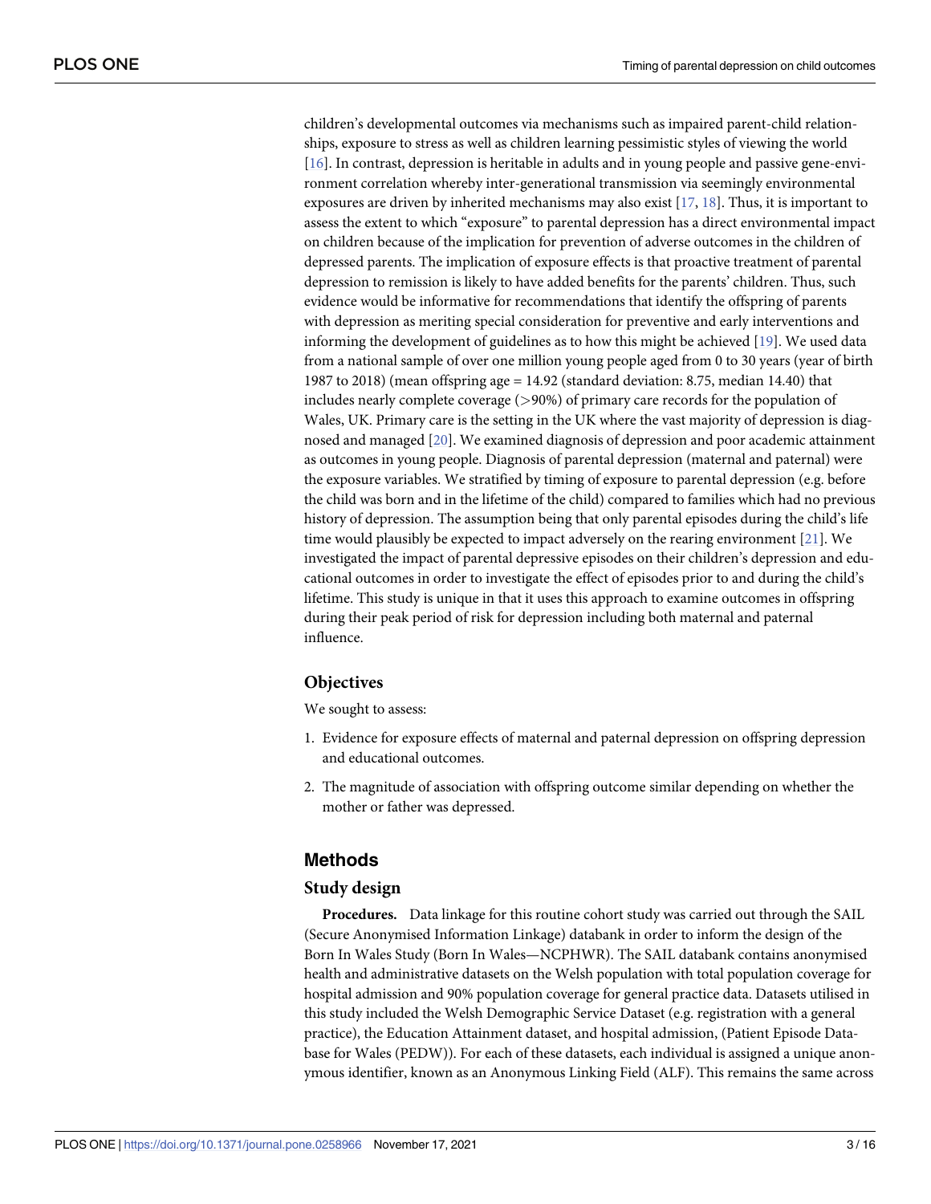children's developmental outcomes via mechanisms such as impaired parent-child relationships, exposure to stress as well as children learning pessimistic styles of viewing the world [16]. In contrast, depression is heritable in adults and in young people and passive gene-environment correlation whereby inter-generational transmission via seemingly environmental exposures are driven by inherited mechanisms may also exist [17, 18]. Thus, it is important to assess the extent to which "exposure" to parental depression has a direct environmental impact on children because of the implication for prevention of adverse outcomes in the children of depressed parents. The implication of exposure effects is that proactive treatment of parental depression to remission is likely to have added benefits for the parents' children. Thus, such evidence would be informative for recommendations that identify the offspring of parents with depression as meriting special consideration for preventive and early interventions and informing the development of guidelines as to how this might be achieved [19]. We used data from a national sample of over one million young people aged from 0 to 30 years (year of birth 1987 to 2018) (mean offspring age = 14.92 (standard deviation: 8.75, median 14.40) that includes nearly complete coverage (>90%) of primary care records for the population of Wales, UK. Primary care is the setting in the UK where the vast majority of depression is diagnosed and managed [20]. We examined diagnosis of depression and poor academic attainment as outcomes in young people. Diagnosis of parental depression (maternal and paternal) were the exposure variables. We stratified by timing of exposure to parental depression (e.g. before the child was born and in the lifetime of the child) compared to families which had no previous history of depression. The assumption being that only parental episodes during the child's life time would plausibly be expected to impact adversely on the rearing environment [21]. We investigated the impact of parental depressive episodes on their children's depression and educational outcomes in order to investigate the effect of episodes prior to and during the child's lifetime. This study is unique in that it uses this approach to examine outcomes in offspring during their peak period of risk for depression including both maternal and paternal influence.

## Objectives

We sought to assess:

1. Evidence for exposure effects of maternal and paternal depression on offspring depression and educational outcomes.
2. The magnitude of association with offspring outcome similar depending on whether the mother or father was depressed.

# Methods

## Study design

**Procedures.** Data linkage for this routine cohort study was carried out through the SAIL (Secure Anonymised Information Linkage) databank in order to inform the design of the Born In Wales Study (Born In Wales—NCPHWR). The SAIL databank contains anonymised health and administrative datasets on the Welsh population with total population coverage for hospital admission and 90% population coverage for general practice data. Datasets utilised in this study included the Welsh Demographic Service Dataset (e.g. registration with a general practice), the Education Attainment dataset, and hospital admission, (Patient Episode Database for Wales (PEDW)). For each of these datasets, each individual is assigned a unique anonymous identifier, known as an Anonymous Linking Field (ALF). This remains the same across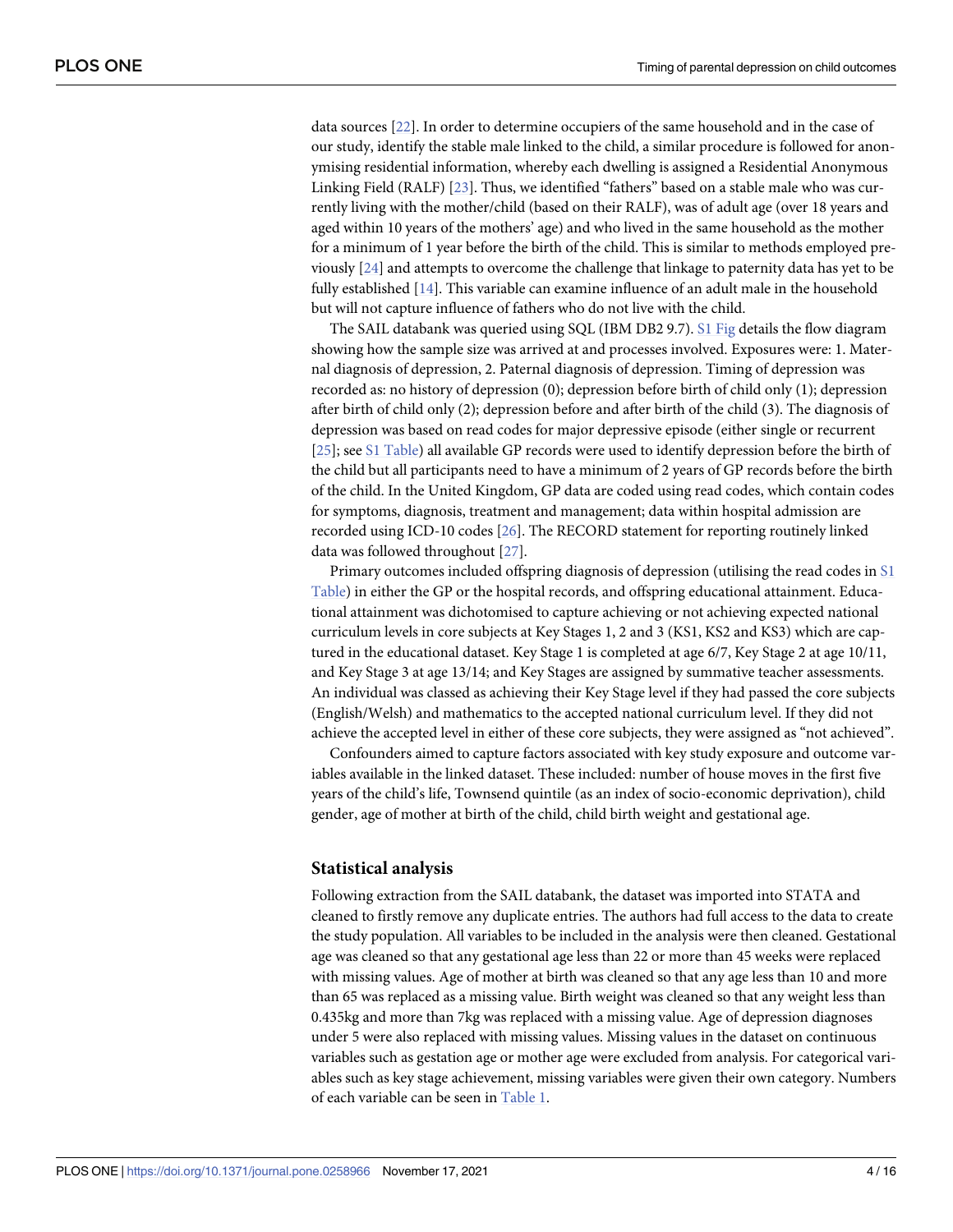data sources [22]. In order to determine occupiers of the same household and in the case of our study, identify the stable male linked to the child, a similar procedure is followed for anonymising residential information, whereby each dwelling is assigned a Residential Anonymous Linking Field (RALF) [23]. Thus, we identified "fathers" based on a stable male who was currently living with the mother/child (based on their RALF), was of adult age (over 18 years and aged within 10 years of the mothers' age) and who lived in the same household as the mother for a minimum of 1 year before the birth of the child. This is similar to methods employed previously [24] and attempts to overcome the challenge that linkage to paternity data has yet to be fully established [14]. This variable can examine influence of an adult male in the household but will not capture influence of fathers who do not live with the child.

The SAIL databank was queried using SQL (IBM DB2 9.7). S1 Fig details the flow diagram showing how the sample size was arrived at and processes involved. Exposures were: 1. Maternal diagnosis of depression, 2. Paternal diagnosis of depression. Timing of depression was recorded as: no history of depression (0); depression before birth of child only (1); depression after birth of child only (2); depression before and after birth of the child (3). The diagnosis of depression was based on read codes for major depressive episode (either single or recurrent [25]; see S1 Table) all available GP records were used to identify depression before the birth of the child but all participants need to have a minimum of 2 years of GP records before the birth of the child. In the United Kingdom, GP data are coded using read codes, which contain codes for symptoms, diagnosis, treatment and management; data within hospital admission are recorded using ICD-10 codes [26]. The RECORD statement for reporting routinely linked data was followed throughout [27].

Primary outcomes included offspring diagnosis of depression (utilising the read codes in S1 Table) in either the GP or the hospital records, and offspring educational attainment. Educational attainment was dichotomised to capture achieving or not achieving expected national curriculum levels in core subjects at Key Stages 1, 2 and 3 (KS1, KS2 and KS3) which are captured in the educational dataset. Key Stage 1 is completed at age 6/7, Key Stage 2 at age 10/11, and Key Stage 3 at age 13/14; and Key Stages are assigned by summative teacher assessments. An individual was classed as achieving their Key Stage level if they had passed the core subjects (English/Welsh) and mathematics to the accepted national curriculum level. If they did not achieve the accepted level in either of these core subjects, they were assigned as "not achieved".

Confounders aimed to capture factors associated with key study exposure and outcome variables available in the linked dataset. These included: number of house moves in the first five years of the child's life, Townsend quintile (as an index of socio-economic deprivation), child gender, age of mother at birth of the child, child birth weight and gestational age.

## Statistical analysis

Following extraction from the SAIL databank, the dataset was imported into STATA and cleaned to firstly remove any duplicate entries. The authors had full access to the data to create the study population. All variables to be included in the analysis were then cleaned. Gestational age was cleaned so that any gestational age less than 22 or more than 45 weeks were replaced with missing values. Age of mother at birth was cleaned so that any age less than 10 and more than 65 was replaced as a missing value. Birth weight was cleaned so that any weight less than 0.435kg and more than 7kg was replaced with a missing value. Age of depression diagnoses under 5 were also replaced with missing values. Missing values in the dataset on continuous variables such as gestation age or mother age were excluded from analysis. For categorical variables such as key stage achievement, missing variables were given their own category. Numbers of each variable can be seen in Table 1.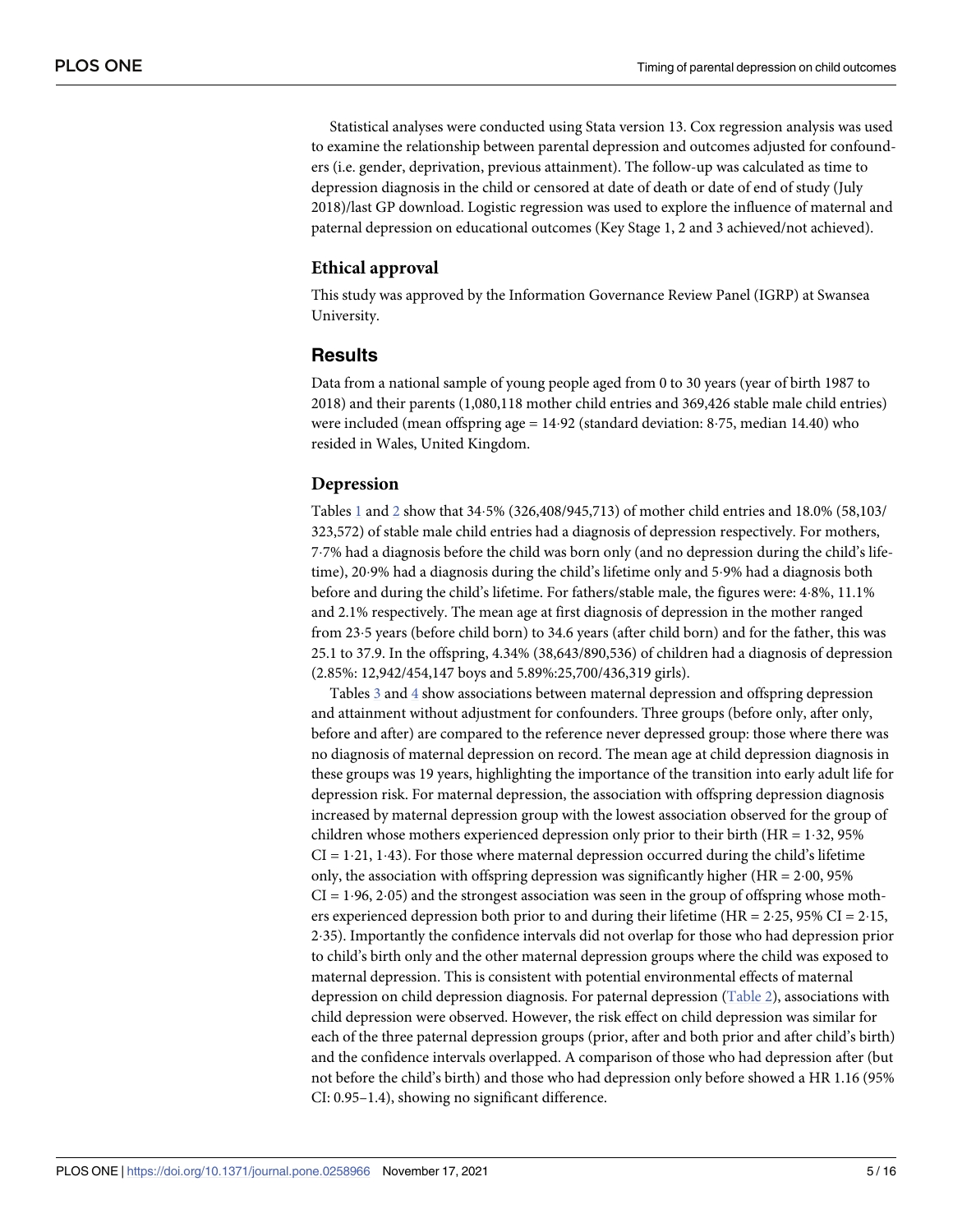Statistical analyses were conducted using Stata version 13. Cox regression analysis was used to examine the relationship between parental depression and outcomes adjusted for confounders (i.e. gender, deprivation, previous attainment). The follow-up was calculated as time to depression diagnosis in the child or censored at date of death or date of end of study (July 2018)/last GP download. Logistic regression was used to explore the influence of maternal and paternal depression on educational outcomes (Key Stage 1, 2 and 3 achieved/not achieved).

## Ethical approval

This study was approved by the Information Governance Review Panel (IGRP) at Swansea University.

# Results

Data from a national sample of young people aged from 0 to 30 years (year of birth 1987 to 2018) and their parents (1,080,118 mother child entries and 369,426 stable male child entries) were included (mean offspring age = 14·92 (standard deviation: 8·75, median 14.40) who resided in Wales, United Kingdom.

## Depression

Tables 1 and 2 show that 34·5% (326,408/945,713) of mother child entries and 18.0% (58,103/323,572) of stable male child entries had a diagnosis of depression respectively. For mothers, 7·7% had a diagnosis before the child was born only (and no depression during the child's lifetime), 20·9% had a diagnosis during the child's lifetime only and 5·9% had a diagnosis both before and during the child's lifetime. For fathers/stable male, the figures were: 4·8%, 11.1% and 2.1% respectively. The mean age at first diagnosis of depression in the mother ranged from 23·5 years (before child born) to 34.6 years (after child born) and for the father, this was 25.1 to 37.9. In the offspring, 4.34% (38,643/890,536) of children had a diagnosis of depression (2.85%: 12,942/454,147 boys and 5.89%:25,700/436,319 girls).

Tables 3 and 4 show associations between maternal depression and offspring depression and attainment without adjustment for confounders. Three groups (before only, after only, before and after) are compared to the reference never depressed group: those where there was no diagnosis of maternal depression on record. The mean age at child depression diagnosis in these groups was 19 years, highlighting the importance of the transition into early adult life for depression risk. For maternal depression, the association with offspring depression diagnosis increased by maternal depression group with the lowest association observed for the group of children whose mothers experienced depression only prior to their birth (HR = 1·32, 95% CI = 1·21, 1·43). For those where maternal depression occurred during the child's lifetime only, the association with offspring depression was significantly higher (HR = 2·00, 95% CI = 1·96, 2·05) and the strongest association was seen in the group of offspring whose mothers experienced depression both prior to and during their lifetime (HR = 2·25, 95% CI = 2·15, 2·35). Importantly the confidence intervals did not overlap for those who had depression prior to child's birth only and the other maternal depression groups where the child was exposed to maternal depression. This is consistent with potential environmental effects of maternal depression on child depression diagnosis. For paternal depression (Table 2), associations with child depression were observed. However, the risk effect on child depression was similar for each of the three paternal depression groups (prior, after and both prior and after child's birth) and the confidence intervals overlapped. A comparison of those who had depression after (but not before the child's birth) and those who had depression only before showed a HR 1.16 (95% CI: 0.95–1.4), showing no significant difference.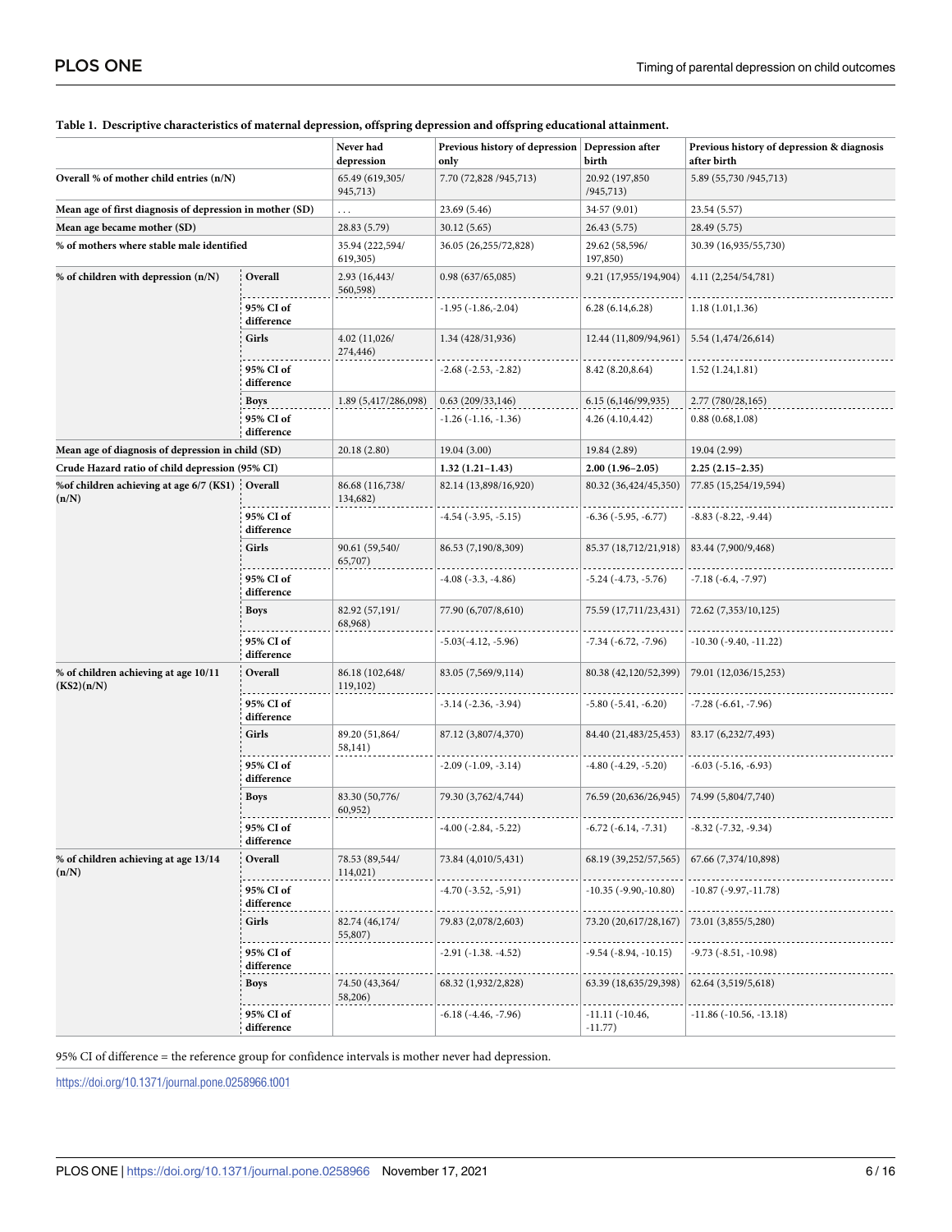**Table 1. Descriptive characteristics of maternal depression, offspring depression and offspring educational attainment.**

| | | Never had depression | Previous history of depression only | Depression after birth | Previous history of depression & diagnosis after birth |
|---|---|---|---|---|---|
| **Overall % of mother child entries (n/N)** | | 65.49 (619,305/ 945,713) | 7.70 (72,828 /945,713) | 20.92 (197,850 /945,713) | 5.89 (55,730 /945,713) |
| **Mean age of first diagnosis of depression in mother (SD)** | | . . . | 23.69 (5.46) | 34·57 (9.01) | 23.54 (5.57) |
| **Mean age became mother (SD)** | | 28.83 (5.79) | 30.12 (5.65) | 26.43 (5.75) | 28.49 (5.75) |
| **% of mothers where stable male identified** | | 35.94 (222,594/ 619,305) | 36.05 (26,255/72,828) | 29.62 (58,596/ 197,850) | 30.39 (16,935/55,730) |
| **% of children with depression (n/N)** | **Overall** | 2.93 (16,443/ 560,598) | 0.98 (637/65,085) | 9.21 (17,955/194,904) | 4.11 (2,254/54,781) |
| | **95% CI of difference** | | -1.95 (-1.86,-2.04) | 6.28 (6.14,6.28) | 1.18 (1.01,1.36) |
| | **Girls** | 4.02 (11,026/ 274,446) | 1.34 (428/31,936) | 12.44 (11,809/94,961) | 5.54 (1,474/26,614) |
| | **95% CI of difference** | | -2.68 (-2.53, -2.82) | 8.42 (8.20,8.64) | 1.52 (1.24,1.81) |
| | **Boys** | 1.89 (5,417/286,098) | 0.63 (209/33,146) | 6.15 (6,146/99,935) | 2.77 (780/28,165) |
| | **95% CI of difference** | | -1.26 (-1.16, -1.36) | 4.26 (4.10,4.42) | 0.88 (0.68,1.08) |
| **Mean age of diagnosis of depression in child (SD)** | | 20.18 (2.80) | 19.04 (3.00) | 19.84 (2.89) | 19.04 (2.99) |
| **Crude Hazard ratio of child depression (95% CI)** | | | **1.32 (1.21–1.43)** | **2.00 (1.96–2.05)** | **2.25 (2.15–2.35)** |
| **%of children achieving at age 6/7 (KS1) (n/N)** | **Overall** | 86.68 (116,738/ 134,682) | 82.14 (13,898/16,920) | 80.32 (36,424/45,350) | 77.85 (15,254/19,594) |
| | **95% CI of difference** | | -4.54 (-3.95, -5.15) | -6.36 (-5.95, -6.77) | -8.83 (-8.22, -9.44) |
| | **Girls** | 90.61 (59,540/ 65,707) | 86.53 (7,190/8,309) | 85.37 (18,712/21,918) | 83.44 (7,900/9,468) |
| | **95% CI of difference** | | -4.08 (-3.3, -4.86) | -5.24 (-4.73, -5.76) | -7.18 (-6.4, -7.97) |
| | **Boys** | 82.92 (57,191/ 68,968) | 77.90 (6,707/8,610) | 75.59 (17,711/23,431) | 72.62 (7,353/10,125) |
| | **95% CI of difference** | | -5.03(-4.12, -5.96) | -7.34 (-6.72, -7.96) | -10.30 (-9.40, -11.22) |
| **% of children achieving at age 10/11 (KS2)(n/N)** | **Overall** | 86.18 (102,648/ 119,102) | 83.05 (7,569/9,114) | 80.38 (42,120/52,399) | 79.01 (12,036/15,253) |
| | **95% CI of difference** | | -3.14 (-2.36, -3.94) | -5.80 (-5.41, -6.20) | -7.28 (-6.61, -7.96) |
| | **Girls** | 89.20 (51,864/ 58,141) | 87.12 (3,807/4,370) | 84.40 (21,483/25,453) | 83.17 (6,232/7,493) |
| | **95% CI of difference** | | -2.09 (-1.09, -3.14) | -4.80 (-4.29, -5.20) | -6.03 (-5.16, -6.93) |
| | **Boys** | 83.30 (50,776/ 60,952) | 79.30 (3,762/4,744) | 76.59 (20,636/26,945) | 74.99 (5,804/7,740) |
| | **95% CI of difference** | | -4.00 (-2.84, -5.22) | -6.72 (-6.14, -7.31) | -8.32 (-7.32, -9.34) |
| **% of children achieving at age 13/14 (n/N)** | **Overall** | 78.53 (89,544/ 114,021) | 73.84 (4,010/5,431) | 68.19 (39,252/57,565) | 67.66 (7,374/10,898) |
| | **95% CI of difference** | | -4.70 (-3.52, -5,91) | -10.35 (-9.90,-10.80) | -10.87 (-9.97,-11.78) |
| | **Girls** | 82.74 (46,174/ 55,807) | 79.83 (2,078/2,603) | 73.20 (20,617/28,167) | 73.01 (3,855/5,280) |
| | **95% CI of difference** | | -2.91 (-1.38. -4.52) | -9.54 (-8.94, -10.15) | -9.73 (-8.51, -10.98) |
| | **Boys** | 74.50 (43,364/ 58,206) | 68.32 (1,932/2,828) | 63.39 (18,635/29,398) | 62.64 (3,519/5,618) |
| | **95% CI of difference** | | -6.18 (-4.46, -7.96) | -11.11 (-10.46, -11.77) | -11.86 (-10.56, -13.18) |

95% CI of difference = the reference group for confidence intervals is mother never had depression.

https://doi.org/10.1371/journal.pone.0258966.t001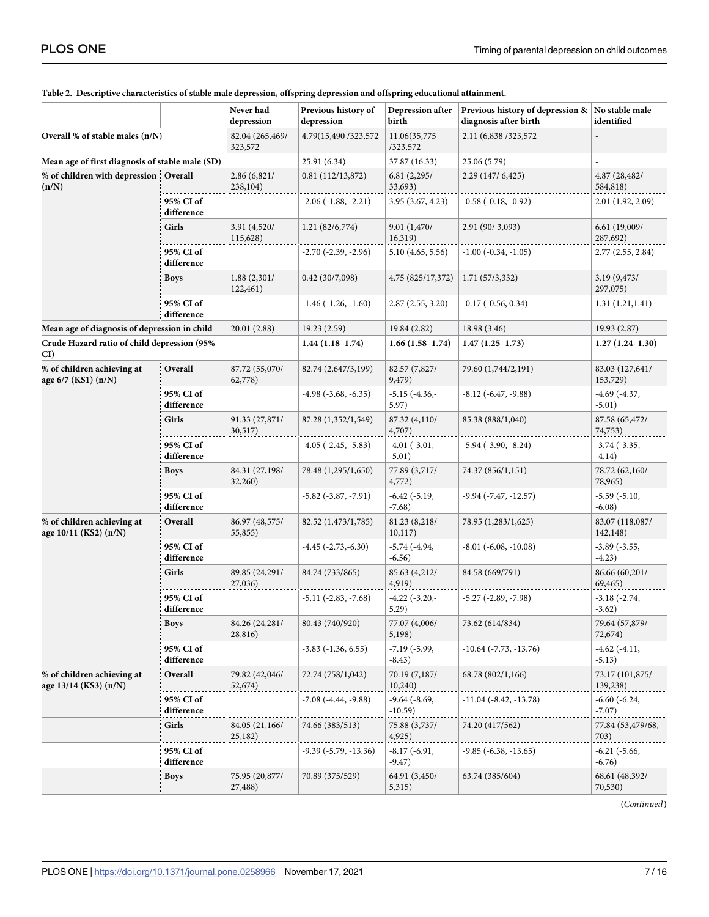**Table 2. Descriptive characteristics of stable male depression, offspring depression and offspring educational attainment.**

| | | Never had depression | Previous history of depression | Depression after birth | Previous history of depression & diagnosis after birth | No stable male identified |
|---|---|---|---|---|---|---|
| Overall % of stable males (n/N) | | 82.04 (265,469/ 323,572 | 4.79(15,490 /323,572 | 11.06(35,775 /323,572 | 2.11 (6,838 /323,572 | - |
| Mean age of first diagnosis of stable male (SD) | | | 25.91 (6.34) | 37.87 (16.33) | 25.06 (5.79) | - |
| % of children with depression (n/N) | Overall | 2.86 (6,821/ 238,104) | 0.81 (112/13,872) | 6.81 (2,295/ 33,693) | 2.29 (147/ 6,425) | 4.87 (28,482/ 584,818) |
| | 95% CI of difference | | -2.06 (-1.88, -2.21) | 3.95 (3.67, 4.23) | -0.58 (-0.18, -0.92) | 2.01 (1.92, 2.09) |
| | Girls | 3.91 (4,520/ 115,628) | 1.21 (82/6,774) | 9.01 (1,470/ 16,319) | 2.91 (90/ 3,093) | 6.61 (19,009/ 287,692) |
| | 95% CI of difference | | -2.70 (-2.39, -2.96) | 5.10 (4.65, 5.56) | -1.00 (-0.34, -1.05) | 2.77 (2.55, 2.84) |
| | Boys | 1.88 (2,301/ 122,461) | 0.42 (30/7,098) | 4.75 (825/17,372) | 1.71 (57/3,332) | 3.19 (9,473/ 297,075) |
| | 95% CI of difference | | -1.46 (-1.26, -1.60) | 2.87 (2.55, 3.20) | -0.17 (-0.56, 0.34) | 1.31 (1.21,1.41) |
| Mean age of diagnosis of depression in child | | 20.01 (2.88) | 19.23 (2.59) | 19.84 (2.82) | 18.98 (3.46) | 19.93 (2.87) |
| Crude Hazard ratio of child depression (95% CI) | | | **1.44 (1.18–1.74)** | **1.66 (1.58–1.74)** | **1.47 (1.25–1.73)** | **1.27 (1.24–1.30)** |
| % of children achieving at age 6/7 (KS1) (n/N) | Overall | 87.72 (55,070/ 62,778) | 82.74 (2,647/3,199) | 82.57 (7,827/ 9,479) | 79.60 (1,744/2,191) | 83.03 (127,641/ 153,729) |
| | 95% CI of difference | | -4.98 (-3.68, -6.35) | -5.15 (-4.36,- 5.97) | -8.12 (-6.47, -9.88) | -4.69 (-4.37, -5.01) |
| | Girls | 91.33 (27,871/ 30,517) | 87.28 (1,352/1,549) | 87.32 (4,110/ 4,707) | 85.38 (888/1,040) | 87.58 (65,472/ 74,753) |
| | 95% CI of difference | | -4.05 (-2.45, -5.83) | -4.01 (-3.01, -5.01) | -5.94 (-3.90, -8.24) | -3.74 (-3.35, -4.14) |
| | Boys | 84.31 (27,198/ 32,260) | 78.48 (1,295/1,650) | 77.89 (3,717/ 4,772) | 74.37 (856/1,151) | 78.72 (62,160/ 78,965) |
| | 95% CI of difference | | -5.82 (-3.87, -7.91) | -6.42 (-5.19, -7.68) | -9.94 (-7.47, -12.57) | -5.59 (-5.10, -6.08) |
| % of children achieving at age 10/11 (KS2) (n/N) | Overall | 86.97 (48,575/ 55,855) | 82.52 (1,473/1,785) | 81.23 (8,218/ 10,117) | 78.95 (1,283/1,625) | 83.07 (118,087/ 142,148) |
| | 95% CI of difference | | -4.45 (-2.73,-6.30) | -5.74 (-4.94, -6.56) | -8.01 (-6.08, -10.08) | -3.89 (-3.55, -4.23) |
| | Girls | 89.85 (24,291/ 27,036) | 84.74 (733/865) | 85.63 (4,212/ 4,919) | 84.58 (669/791) | 86.66 (60,201/ 69,465) |
| | 95% CI of difference | | -5.11 (-2.83, -7.68) | -4.22 (-3.20,- 5.29) | -5.27 (-2.89, -7.98) | -3.18 (-2.74, -3.62) |
| | Boys | 84.26 (24,281/ 28,816) | 80.43 (740/920) | 77.07 (4,006/ 5,198) | 73.62 (614/834) | 79.64 (57,879/ 72,674) |
| | 95% CI of difference | | -3.83 (-1.36, 6.55) | -7.19 (-5.99, -8.43) | -10.64 (-7.73, -13.76) | -4.62 (-4.11, -5.13) |
| % of children achieving at age 13/14 (KS3) (n/N) | Overall | 79.82 (42,046/ 52,674) | 72.74 (758/1,042) | 70.19 (7,187/ 10,240) | 68.78 (802/1,166) | 73.17 (101,875/ 139,238) |
| | 95% CI of difference | | -7.08 (-4.44, -9.88) | -9.64 (-8.69, -10.59) | -11.04 (-8.42, -13.78) | -6.60 (-6.24, -7.07) |
| | Girls | 84.05 (21,166/ 25,182) | 74.66 (383/513) | 75.88 (3,737/ 4,925) | 74.20 (417/562) | 77.84 (53,479/68, 703) |
| | 95% CI of difference | | -9.39 (-5.79, -13.36) | -8.17 (-6.91, -9.47) | -9.85 (-6.38, -13.65) | -6.21 (-5.66, -6.76) |
| | Boys | 75.95 (20,877/ 27,488) | 70.89 (375/529) | 64.91 (3,450/ 5,315) | 63.74 (385/604) | 68.61 (48,392/ 70,530) |

(*Continued*)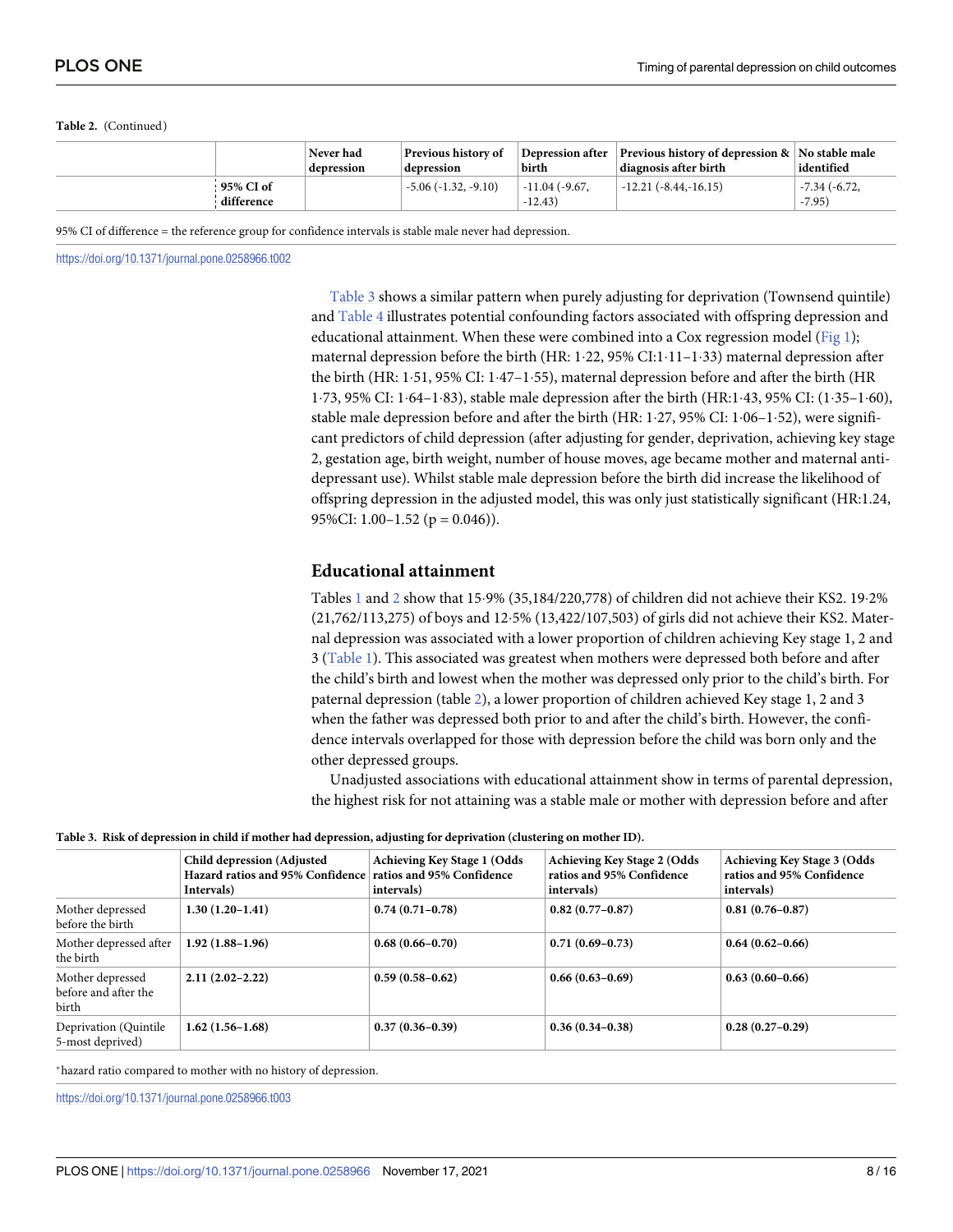**Table 2.** (Continued)

| | | Never had depression | Previous history of depression | Depression after birth | Previous history of depression & diagnosis after birth | No stable male identified |
|---|---|---|---|---|---|---|
| | 95% CI of difference | | -5.06 (-1.32, -9.10) | -11.04 (-9.67, -12.43) | -12.21 (-8.44,-16.15) | -7.34 (-6.72, -7.95) |

95% CI of difference = the reference group for confidence intervals is stable male never had depression.

https://doi.org/10.1371/journal.pone.0258966.t002

Table 3 shows a similar pattern when purely adjusting for deprivation (Townsend quintile) and Table 4 illustrates potential confounding factors associated with offspring depression and educational attainment. When these were combined into a Cox regression model (Fig 1); maternal depression before the birth (HR: 1·22, 95% CI:1·11–1·33) maternal depression after the birth (HR: 1·51, 95% CI: 1·47–1·55), maternal depression before and after the birth (HR 1·73, 95% CI: 1·64–1·83), stable male depression after the birth (HR:1·43, 95% CI: (1·35–1·60), stable male depression before and after the birth (HR: 1·27, 95% CI: 1·06–1·52), were significant predictors of child depression (after adjusting for gender, deprivation, achieving key stage 2, gestation age, birth weight, number of house moves, age became mother and maternal antidepressant use). Whilst stable male depression before the birth did increase the likelihood of offspring depression in the adjusted model, this was only just statistically significant (HR:1.24, 95%CI: 1.00–1.52 (p = 0.046)).

## Educational attainment

Tables 1 and 2 show that 15·9% (35,184/220,778) of children did not achieve their KS2. 19·2% (21,762/113,275) of boys and 12·5% (13,422/107,503) of girls did not achieve their KS2. Maternal depression was associated with a lower proportion of children achieving Key stage 1, 2 and 3 (Table 1). This associated was greatest when mothers were depressed both before and after the child's birth and lowest when the mother was depressed only prior to the child's birth. For paternal depression (table 2), a lower proportion of children achieved Key stage 1, 2 and 3 when the father was depressed both prior to and after the child's birth. However, the confidence intervals overlapped for those with depression before the child was born only and the other depressed groups.

Unadjusted associations with educational attainment show in terms of parental depression, the highest risk for not attaining was a stable male or mother with depression before and after

**Table 3. Risk of depression in child if mother had depression, adjusting for deprivation (clustering on mother ID).**

| | Child depression (Adjusted Hazard ratios and 95% Confidence Intervals) | Achieving Key Stage 1 (Odds ratios and 95% Confidence intervals) | Achieving Key Stage 2 (Odds ratios and 95% Confidence intervals) | Achieving Key Stage 3 (Odds ratios and 95% Confidence intervals) |
|---|---|---|---|---|
| Mother depressed before the birth | **1.30 (1.20–1.41)** | **0.74 (0.71–0.78)** | **0.82 (0.77–0.87)** | **0.81 (0.76–0.87)** |
| Mother depressed after the birth | **1.92 (1.88–1.96)** | **0.68 (0.66–0.70)** | **0.71 (0.69–0.73)** | **0.64 (0.62–0.66)** |
| Mother depressed before and after the birth | **2.11 (2.02–2.22)** | **0.59 (0.58–0.62)** | **0.66 (0.63–0.69)** | **0.63 (0.60–0.66)** |
| Deprivation (Quintile 5-most deprived) | **1.62 (1.56–1.68)** | **0.37 (0.36–0.39)** | **0.36 (0.34–0.38)** | **0.28 (0.27–0.29)** |

*hazard ratio compared to mother with no history of depression.

https://doi.org/10.1371/journal.pone.0258966.t003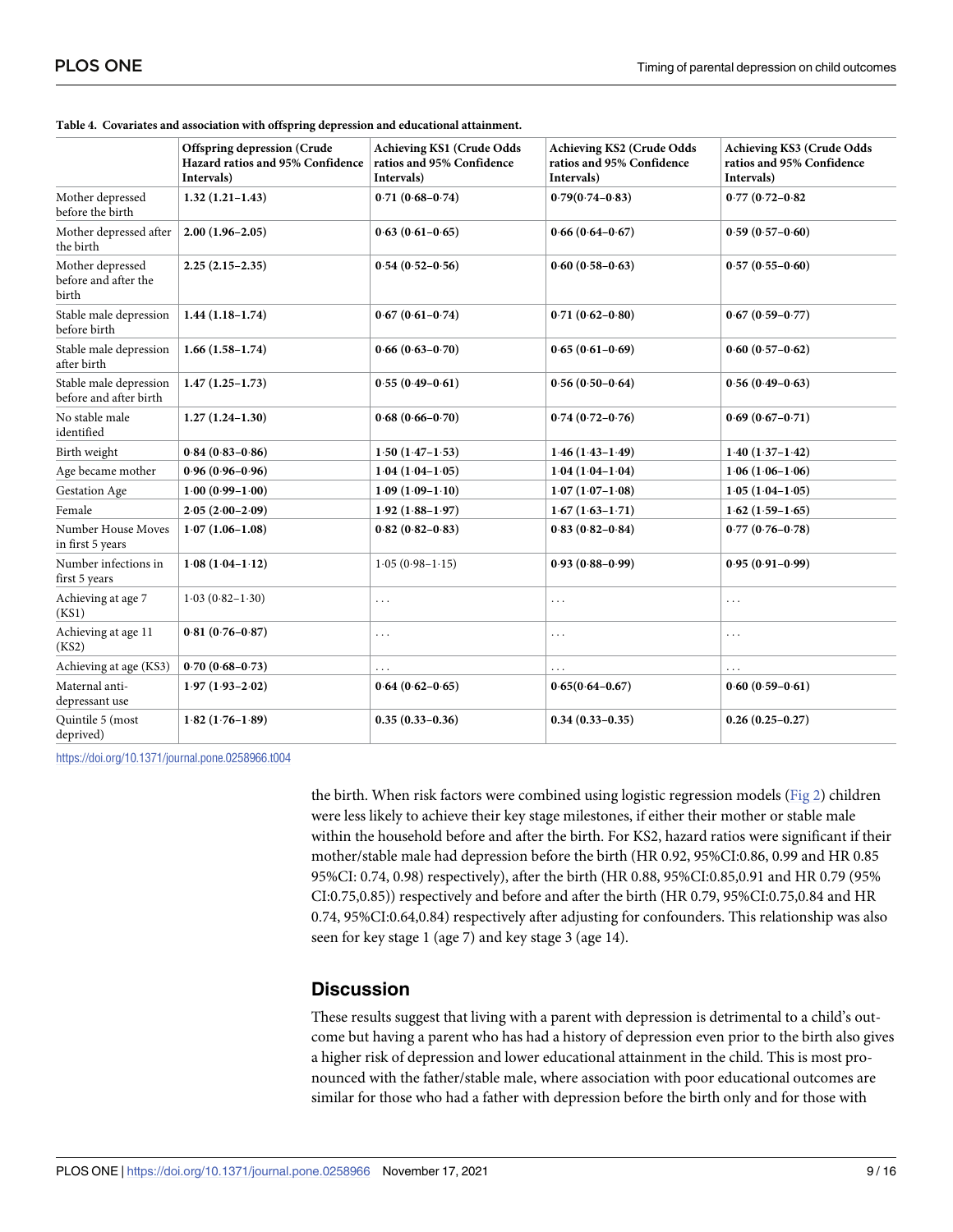**Table 4. Covariates and association with offspring depression and educational attainment.**

| | Offspring depression (Crude Hazard ratios and 95% Confidence Intervals) | Achieving KS1 (Crude Odds ratios and 95% Confidence Intervals) | Achieving KS2 (Crude Odds ratios and 95% Confidence Intervals) | Achieving KS3 (Crude Odds ratios and 95% Confidence Intervals) |
|---|---|---|---|---|
| Mother depressed before the birth | **1.32 (1.21–1.43)** | **0·71 (0·68–0·74)** | **0·79(0·74–0·83)** | **0·77 (0·72–0·82** |
| Mother depressed after the birth | **2.00 (1.96–2.05)** | **0·63 (0·61–0·65)** | **0·66 (0·64–0·67)** | **0·59 (0·57–0·60)** |
| Mother depressed before and after the birth | **2.25 (2.15–2.35)** | **0·54 (0·52–0·56)** | **0·60 (0·58–0·63)** | **0·57 (0·55–0·60)** |
| Stable male depression before birth | **1.44 (1.18–1.74)** | **0·67 (0·61–0·74)** | **0·71 (0·62–0·80)** | **0·67 (0·59–0·77)** |
| Stable male depression after birth | **1.66 (1.58–1.74)** | **0·66 (0·63–0·70)** | **0·65 (0·61–0·69)** | **0·60 (0·57–0·62)** |
| Stable male depression before and after birth | **1.47 (1.25–1.73)** | **0·55 (0·49–0·61)** | **0·56 (0·50–0·64)** | **0·56 (0·49–0·63)** |
| No stable male identified | **1.27 (1.24–1.30)** | **0·68 (0·66–0·70)** | **0·74 (0·72–0·76)** | **0·69 (0·67–0·71)** |
| Birth weight | **0·84 (0·83–0·86)** | **1·50 (1·47–1·53)** | **1·46 (1·43–1·49)** | **1·40 (1·37–1·42)** |
| Age became mother | **0·96 (0·96–0·96)** | **1·04 (1·04–1·05)** | **1·04 (1·04–1·04)** | **1·06 (1·06–1·06)** |
| Gestation Age | **1·00 (0·99–1·00)** | **1·09 (1·09–1·10)** | **1·07 (1·07–1·08)** | **1·05 (1·04–1·05)** |
| Female | **2·05 (2·00–2·09)** | **1·92 (1·88–1·97)** | **1·67 (1·63–1·71)** | **1·62 (1·59–1·65)** |
| Number House Moves in first 5 years | **1·07 (1·06–1·08)** | **0·82 (0·82–0·83)** | **0·83 (0·82–0·84)** | **0·77 (0·76–0·78)** |
| Number infections in first 5 years | **1·08 (1·04–1·12)** | 1·05 (0·98–1·15) | **0·93 (0·88–0·99)** | **0·95 (0·91–0·99)** |
| Achieving at age 7 (KS1) | 1·03 (0·82–1·30) | ... | ... | ... |
| Achieving at age 11 (KS2) | **0·81 (0·76–0·87)** | ... | ... | ... |
| Achieving at age (KS3) | **0·70 (0·68–0·73)** | ... | ... | ... |
| Maternal anti-depressant use | **1·97 (1·93–2·02)** | **0·64 (0·62–0·65)** | **0·65(0·64–0·67)** | **0·60 (0·59–0·61)** |
| Quintile 5 (most deprived) | **1·82 (1·76–1·89)** | **0.35 (0.33–0.36)** | **0.34 (0.33–0.35)** | **0.26 (0.25–0.27)** |

https://doi.org/10.1371/journal.pone.0258966.t004

the birth. When risk factors were combined using logistic regression models (Fig 2) children were less likely to achieve their key stage milestones, if either their mother or stable male within the household before and after the birth. For KS2, hazard ratios were significant if their mother/stable male had depression before the birth (HR 0.92, 95%CI:0.86, 0.99 and HR 0.85 95%CI: 0.74, 0.98) respectively), after the birth (HR 0.88, 95%CI:0.85,0.91 and HR 0.79 (95% CI:0.75,0.85)) respectively and before and after the birth (HR 0.79, 95%CI:0.75,0.84 and HR 0.74, 95%CI:0.64,0.84) respectively after adjusting for confounders. This relationship was also seen for key stage 1 (age 7) and key stage 3 (age 14).

## Discussion

These results suggest that living with a parent with depression is detrimental to a child's outcome but having a parent who has had a history of depression even prior to the birth also gives a higher risk of depression and lower educational attainment in the child. This is most pronounced with the father/stable male, where association with poor educational outcomes are similar for those who had a father with depression before the birth only and for those with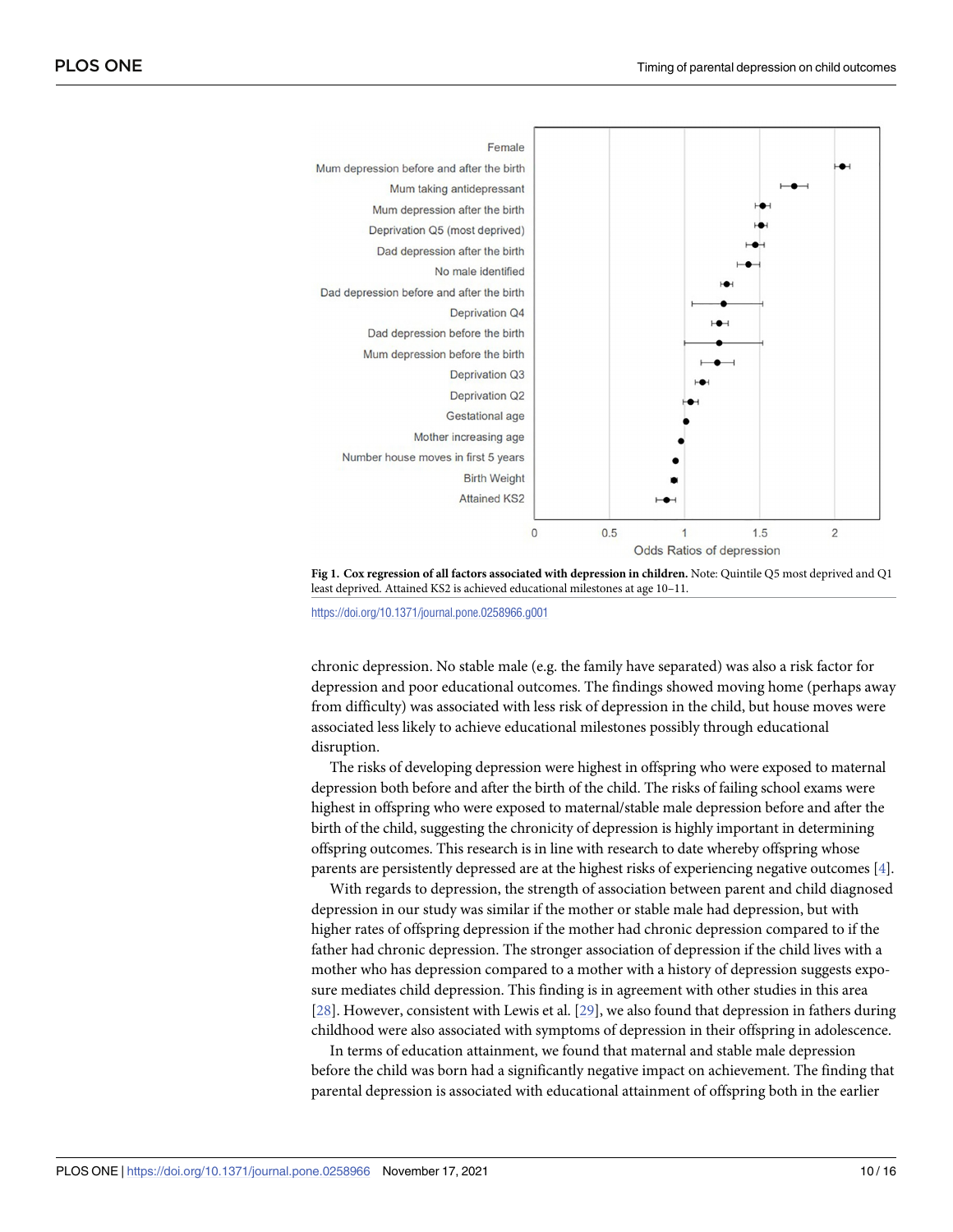Fig 1. **Cox regression of all factors associated with depression in children.** Note: Quintile Q5 most deprived and Q1 least deprived. Attained KS2 is achieved educational milestones at age 10–11.

https://doi.org/10.1371/journal.pone.0258966.g001

chronic depression. No stable male (e.g. the family have separated) was also a risk factor for depression and poor educational outcomes. The findings showed moving home (perhaps away from difficulty) was associated with less risk of depression in the child, but house moves were associated less likely to achieve educational milestones possibly through educational disruption.

The risks of developing depression were highest in offspring who were exposed to maternal depression both before and after the birth of the child. The risks of failing school exams were highest in offspring who were exposed to maternal/stable male depression before and after the birth of the child, suggesting the chronicity of depression is highly important in determining offspring outcomes. This research is in line with research to date whereby offspring whose parents are persistently depressed are at the highest risks of experiencing negative outcomes [4].

With regards to depression, the strength of association between parent and child diagnosed depression in our study was similar if the mother or stable male had depression, but with higher rates of offspring depression if the mother had chronic depression compared to if the father had chronic depression. The stronger association of depression if the child lives with a mother who has depression compared to a mother with a history of depression suggests exposure mediates child depression. This finding is in agreement with other studies in this area [28]. However, consistent with Lewis et al. [29], we also found that depression in fathers during childhood were also associated with symptoms of depression in their offspring in adolescence.

In terms of education attainment, we found that maternal and stable male depression before the child was born had a significantly negative impact on achievement. The finding that parental depression is associated with educational attainment of offspring both in the earlier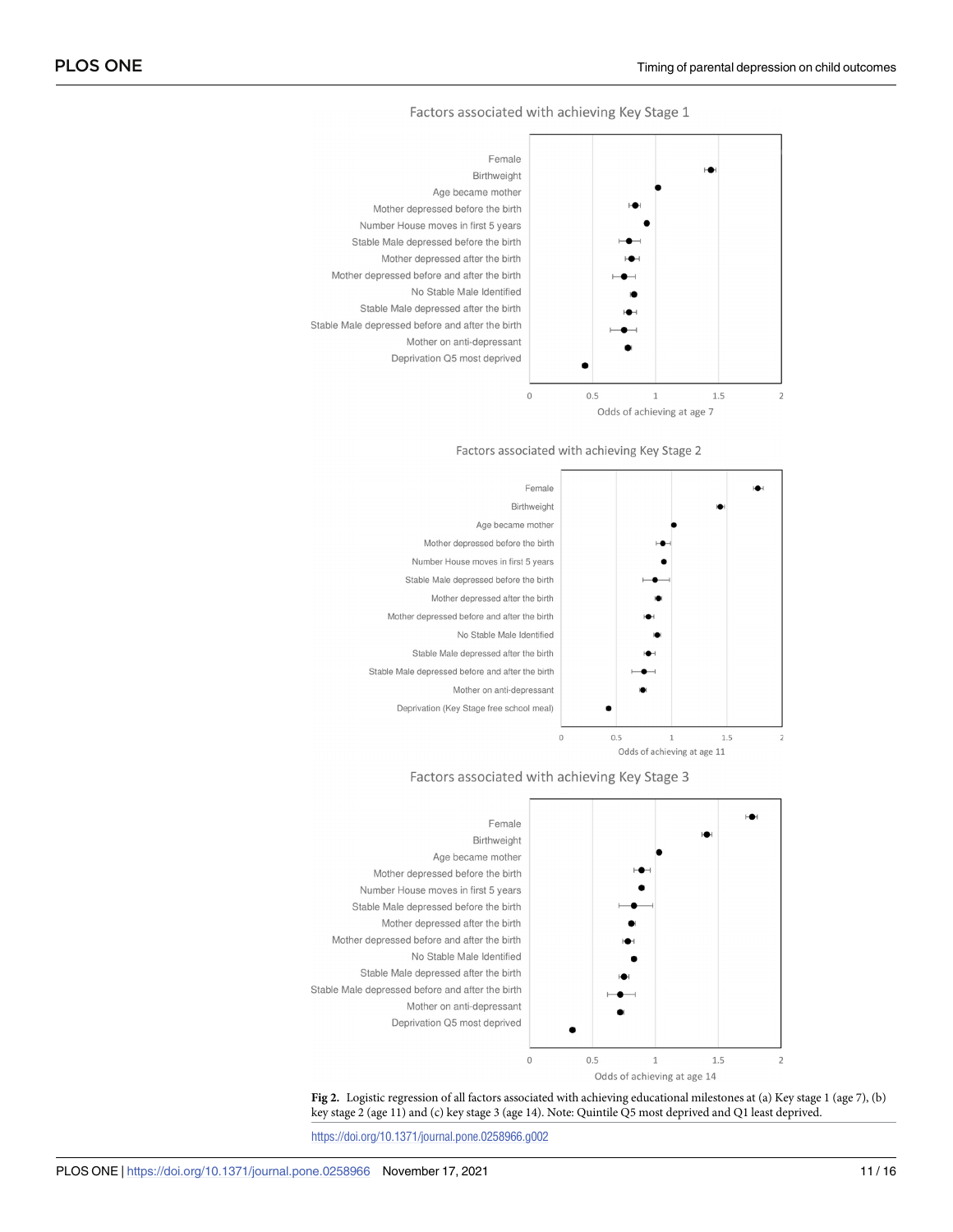Factors associated with achieving Key Stage 1

Female
Birthweight
Age became mother
Mother depressed before the birth
Number House moves in first 5 years
Stable Male depressed before the birth
Mother depressed after the birth
Mother depressed before and after the birth
No Stable Male Identified
Stable Male depressed after the birth
Stable Male depressed before and after the birth
Mother on anti-depressant
Deprivation Q5 most deprived

0 0.5 1 1.5 2

Odds of achieving at age 7

Factors associated with achieving Key Stage 2

Female
Birthweight
Age became mother
Mother depressed before the birth
Number House moves in first 5 years
Stable Male depressed before the birth
Mother depressed after the birth
Mother depressed before and after the birth
No Stable Male Identified
Stable Male depressed after the birth
Stable Male depressed before and after the birth
Mother on anti-depressant
Deprivation (Key Stage free school meal)

0 0.5 1 1.5 2

Odds of achieving at age 11

Factors associated with achieving Key Stage 3

Female
Birthweight
Age became mother
Mother depressed before the birth
Number House moves in first 5 years
Stable Male depressed before the birth
Mother depressed after the birth
Mother depressed before and after the birth
No Stable Male Identified
Stable Male depressed after the birth
Stable Male depressed before and after the birth
Mother on anti-depressant
Deprivation Q5 most deprived

0 0.5 1 1.5 2

Odds of achieving at age 14

**Fig 2.** Logistic regression of all factors associated with achieving educational milestones at (a) Key stage 1 (age 7), (b) key stage 2 (age 11) and (c) key stage 3 (age 14). Note: Quintile Q5 most deprived and Q1 least deprived.

https://doi.org/10.1371/journal.pone.0258966.g002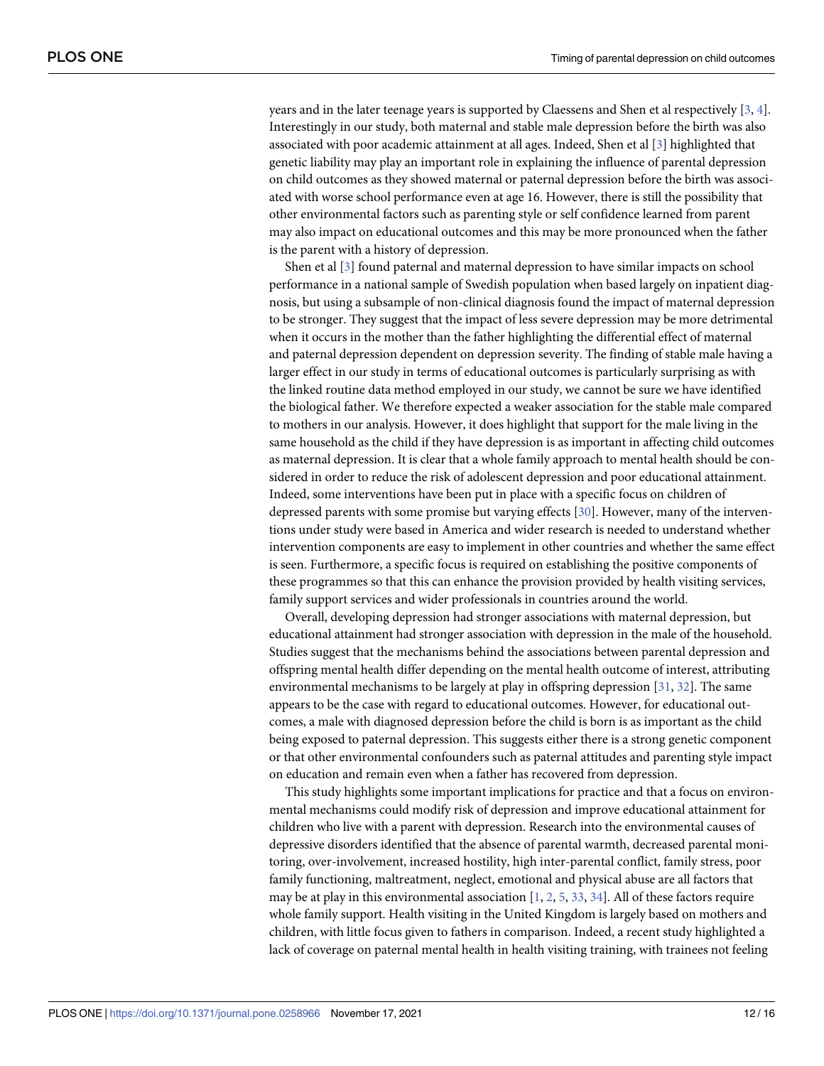years and in the later teenage years is supported by Claessens and Shen et al respectively [3, 4]. Interestingly in our study, both maternal and stable male depression before the birth was also associated with poor academic attainment at all ages. Indeed, Shen et al [3] highlighted that genetic liability may play an important role in explaining the influence of parental depression on child outcomes as they showed maternal or paternal depression before the birth was associated with worse school performance even at age 16. However, there is still the possibility that other environmental factors such as parenting style or self confidence learned from parent may also impact on educational outcomes and this may be more pronounced when the father is the parent with a history of depression.

Shen et al [3] found paternal and maternal depression to have similar impacts on school performance in a national sample of Swedish population when based largely on inpatient diagnosis, but using a subsample of non-clinical diagnosis found the impact of maternal depression to be stronger. They suggest that the impact of less severe depression may be more detrimental when it occurs in the mother than the father highlighting the differential effect of maternal and paternal depression dependent on depression severity. The finding of stable male having a larger effect in our study in terms of educational outcomes is particularly surprising as with the linked routine data method employed in our study, we cannot be sure we have identified the biological father. We therefore expected a weaker association for the stable male compared to mothers in our analysis. However, it does highlight that support for the male living in the same household as the child if they have depression is as important in affecting child outcomes as maternal depression. It is clear that a whole family approach to mental health should be considered in order to reduce the risk of adolescent depression and poor educational attainment. Indeed, some interventions have been put in place with a specific focus on children of depressed parents with some promise but varying effects [30]. However, many of the interventions under study were based in America and wider research is needed to understand whether intervention components are easy to implement in other countries and whether the same effect is seen. Furthermore, a specific focus is required on establishing the positive components of these programmes so that this can enhance the provision provided by health visiting services, family support services and wider professionals in countries around the world.

Overall, developing depression had stronger associations with maternal depression, but educational attainment had stronger association with depression in the male of the household. Studies suggest that the mechanisms behind the associations between parental depression and offspring mental health differ depending on the mental health outcome of interest, attributing environmental mechanisms to be largely at play in offspring depression [31, 32]. The same appears to be the case with regard to educational outcomes. However, for educational outcomes, a male with diagnosed depression before the child is born is as important as the child being exposed to paternal depression. This suggests either there is a strong genetic component or that other environmental confounders such as paternal attitudes and parenting style impact on education and remain even when a father has recovered from depression.

This study highlights some important implications for practice and that a focus on environmental mechanisms could modify risk of depression and improve educational attainment for children who live with a parent with depression. Research into the environmental causes of depressive disorders identified that the absence of parental warmth, decreased parental monitoring, over-involvement, increased hostility, high inter-parental conflict, family stress, poor family functioning, maltreatment, neglect, emotional and physical abuse are all factors that may be at play in this environmental association [1, 2, 5, 33, 34]. All of these factors require whole family support. Health visiting in the United Kingdom is largely based on mothers and children, with little focus given to fathers in comparison. Indeed, a recent study highlighted a lack of coverage on paternal mental health in health visiting training, with trainees not feeling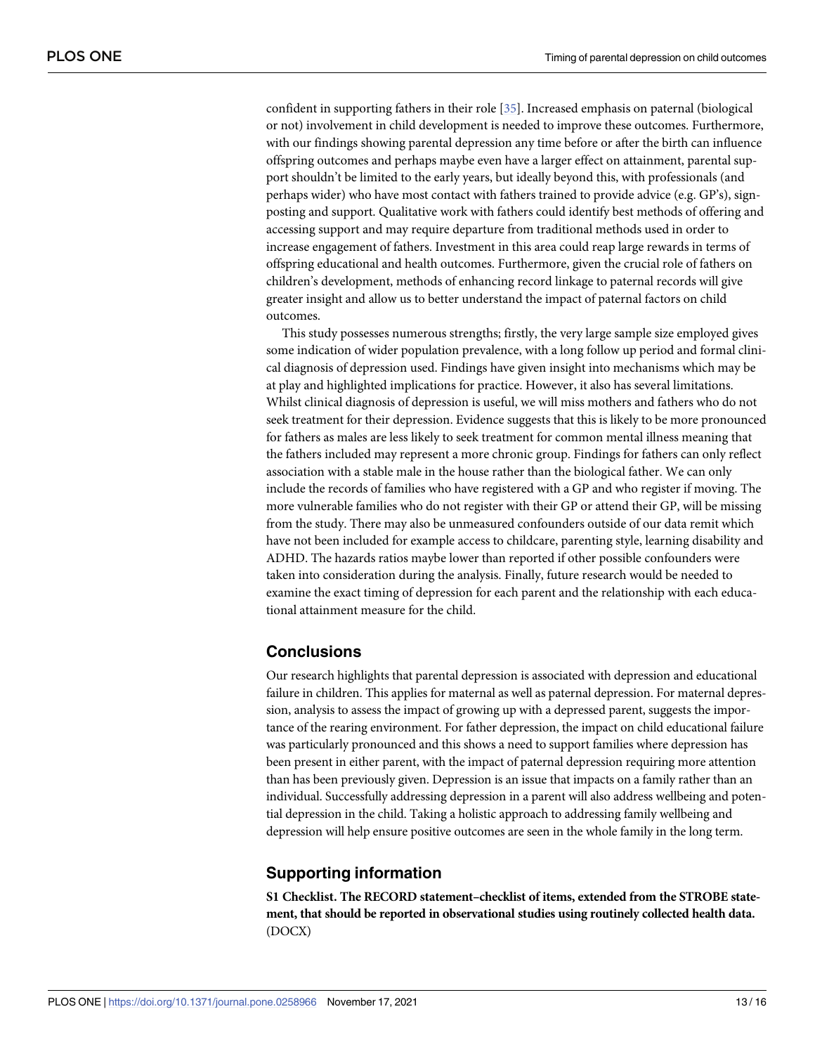confident in supporting fathers in their role [35]. Increased emphasis on paternal (biological or not) involvement in child development is needed to improve these outcomes. Furthermore, with our findings showing parental depression any time before or after the birth can influence offspring outcomes and perhaps maybe even have a larger effect on attainment, parental support shouldn't be limited to the early years, but ideally beyond this, with professionals (and perhaps wider) who have most contact with fathers trained to provide advice (e.g. GP's), signposting and support. Qualitative work with fathers could identify best methods of offering and accessing support and may require departure from traditional methods used in order to increase engagement of fathers. Investment in this area could reap large rewards in terms of offspring educational and health outcomes. Furthermore, given the crucial role of fathers on children's development, methods of enhancing record linkage to paternal records will give greater insight and allow us to better understand the impact of paternal factors on child outcomes.

This study possesses numerous strengths; firstly, the very large sample size employed gives some indication of wider population prevalence, with a long follow up period and formal clinical diagnosis of depression used. Findings have given insight into mechanisms which may be at play and highlighted implications for practice. However, it also has several limitations. Whilst clinical diagnosis of depression is useful, we will miss mothers and fathers who do not seek treatment for their depression. Evidence suggests that this is likely to be more pronounced for fathers as males are less likely to seek treatment for common mental illness meaning that the fathers included may represent a more chronic group. Findings for fathers can only reflect association with a stable male in the house rather than the biological father. We can only include the records of families who have registered with a GP and who register if moving. The more vulnerable families who do not register with their GP or attend their GP, will be missing from the study. There may also be unmeasured confounders outside of our data remit which have not been included for example access to childcare, parenting style, learning disability and ADHD. The hazards ratios maybe lower than reported if other possible confounders were taken into consideration during the analysis. Finally, future research would be needed to examine the exact timing of depression for each parent and the relationship with each educational attainment measure for the child.

## Conclusions

Our research highlights that parental depression is associated with depression and educational failure in children. This applies for maternal as well as paternal depression. For maternal depression, analysis to assess the impact of growing up with a depressed parent, suggests the importance of the rearing environment. For father depression, the impact on child educational failure was particularly pronounced and this shows a need to support families where depression has been present in either parent, with the impact of paternal depression requiring more attention than has been previously given. Depression is an issue that impacts on a family rather than an individual. Successfully addressing depression in a parent will also address wellbeing and potential depression in the child. Taking a holistic approach to addressing family wellbeing and depression will help ensure positive outcomes are seen in the whole family in the long term.

## Supporting information

**S1 Checklist. The RECORD statement–checklist of items, extended from the STROBE statement, that should be reported in observational studies using routinely collected health data.** (DOCX)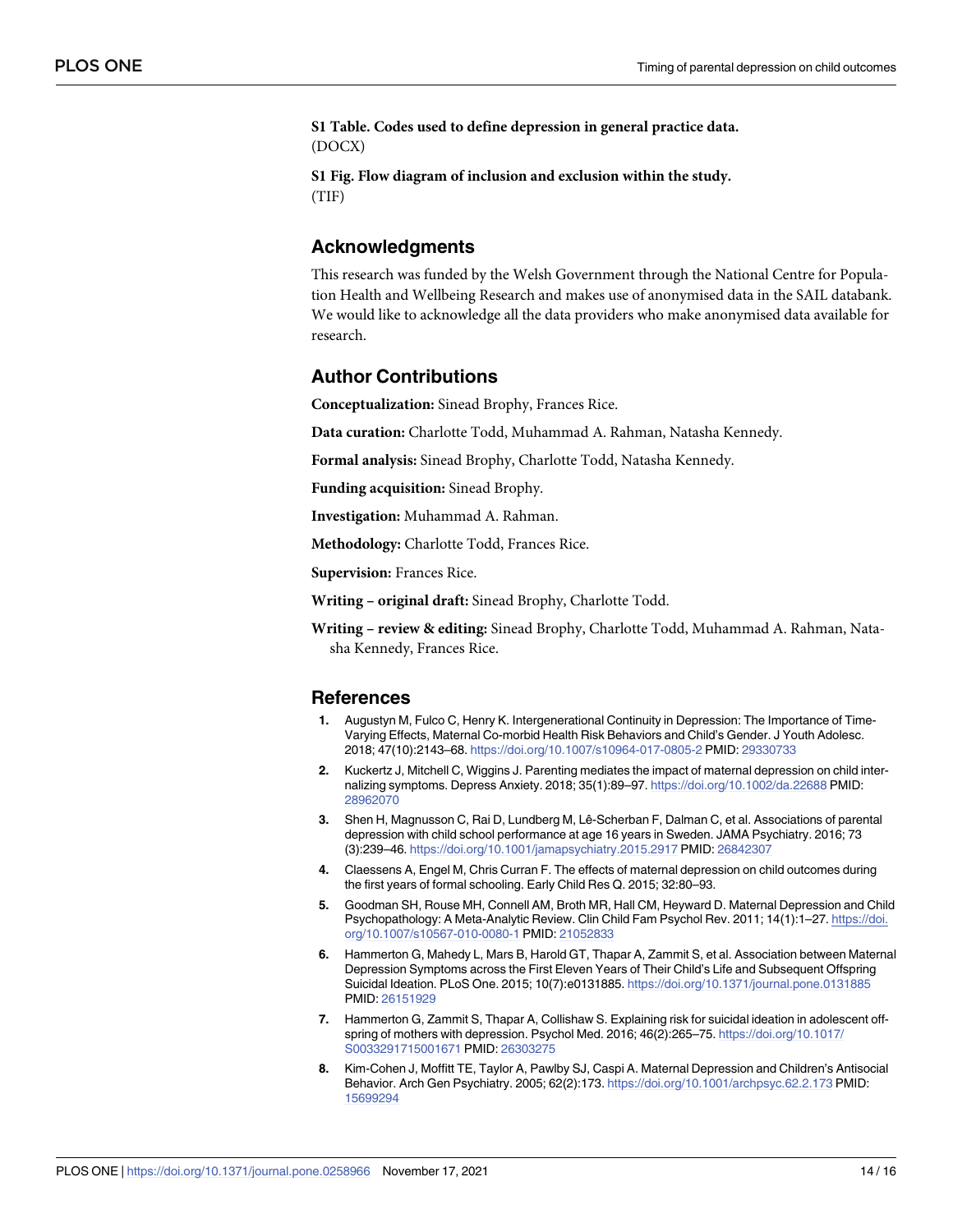**S1 Table. Codes used to define depression in general practice data.**
(DOCX)

**S1 Fig. Flow diagram of inclusion and exclusion within the study.**
(TIF)

## Acknowledgments

This research was funded by the Welsh Government through the National Centre for Population Health and Wellbeing Research and makes use of anonymised data in the SAIL databank. We would like to acknowledge all the data providers who make anonymised data available for research.

## Author Contributions

**Conceptualization:** Sinead Brophy, Frances Rice.

**Data curation:** Charlotte Todd, Muhammad A. Rahman, Natasha Kennedy.

**Formal analysis:** Sinead Brophy, Charlotte Todd, Natasha Kennedy.

**Funding acquisition:** Sinead Brophy.

**Investigation:** Muhammad A. Rahman.

**Methodology:** Charlotte Todd, Frances Rice.

**Supervision:** Frances Rice.

**Writing – original draft:** Sinead Brophy, Charlotte Todd.

**Writing – review & editing:** Sinead Brophy, Charlotte Todd, Muhammad A. Rahman, Natasha Kennedy, Frances Rice.

## References

1. Augustyn M, Fulco C, Henry K. Intergenerational Continuity in Depression: The Importance of Time-Varying Effects, Maternal Co-morbid Health Risk Behaviors and Child's Gender. J Youth Adolesc. 2018; 47(10):2143–68. https://doi.org/10.1007/s10964-017-0805-2 PMID: 29330733
2. Kuckertz J, Mitchell C, Wiggins J. Parenting mediates the impact of maternal depression on child internalizing symptoms. Depress Anxiety. 2018; 35(1):89–97. https://doi.org/10.1002/da.22688 PMID: 28962070
3. Shen H, Magnusson C, Rai D, Lundberg M, Lê-Scherban F, Dalman C, et al. Associations of parental depression with child school performance at age 16 years in Sweden. JAMA Psychiatry. 2016; 73 (3):239–46. https://doi.org/10.1001/jamapsychiatry.2015.2917 PMID: 26842307
4. Claessens A, Engel M, Chris Curran F. The effects of maternal depression on child outcomes during the first years of formal schooling. Early Child Res Q. 2015; 32:80–93.
5. Goodman SH, Rouse MH, Connell AM, Broth MR, Hall CM, Heyward D. Maternal Depression and Child Psychopathology: A Meta-Analytic Review. Clin Child Fam Psychol Rev. 2011; 14(1):1–27. https://doi.org/10.1007/s10567-010-0080-1 PMID: 21052833
6. Hammerton G, Mahedy L, Mars B, Harold GT, Thapar A, Zammit S, et al. Association between Maternal Depression Symptoms across the First Eleven Years of Their Child's Life and Subsequent Offspring Suicidal Ideation. PLoS One. 2015; 10(7):e0131885. https://doi.org/10.1371/journal.pone.0131885 PMID: 26151929
7. Hammerton G, Zammit S, Thapar A, Collishaw S. Explaining risk for suicidal ideation in adolescent offspring of mothers with depression. Psychol Med. 2016; 46(2):265–75. https://doi.org/10.1017/S0033291715001671 PMID: 26303275
8. Kim-Cohen J, Moffitt TE, Taylor A, Pawlby SJ, Caspi A. Maternal Depression and Children's Antisocial Behavior. Arch Gen Psychiatry. 2005; 62(2):173. https://doi.org/10.1001/archpsyc.62.2.173 PMID: 15699294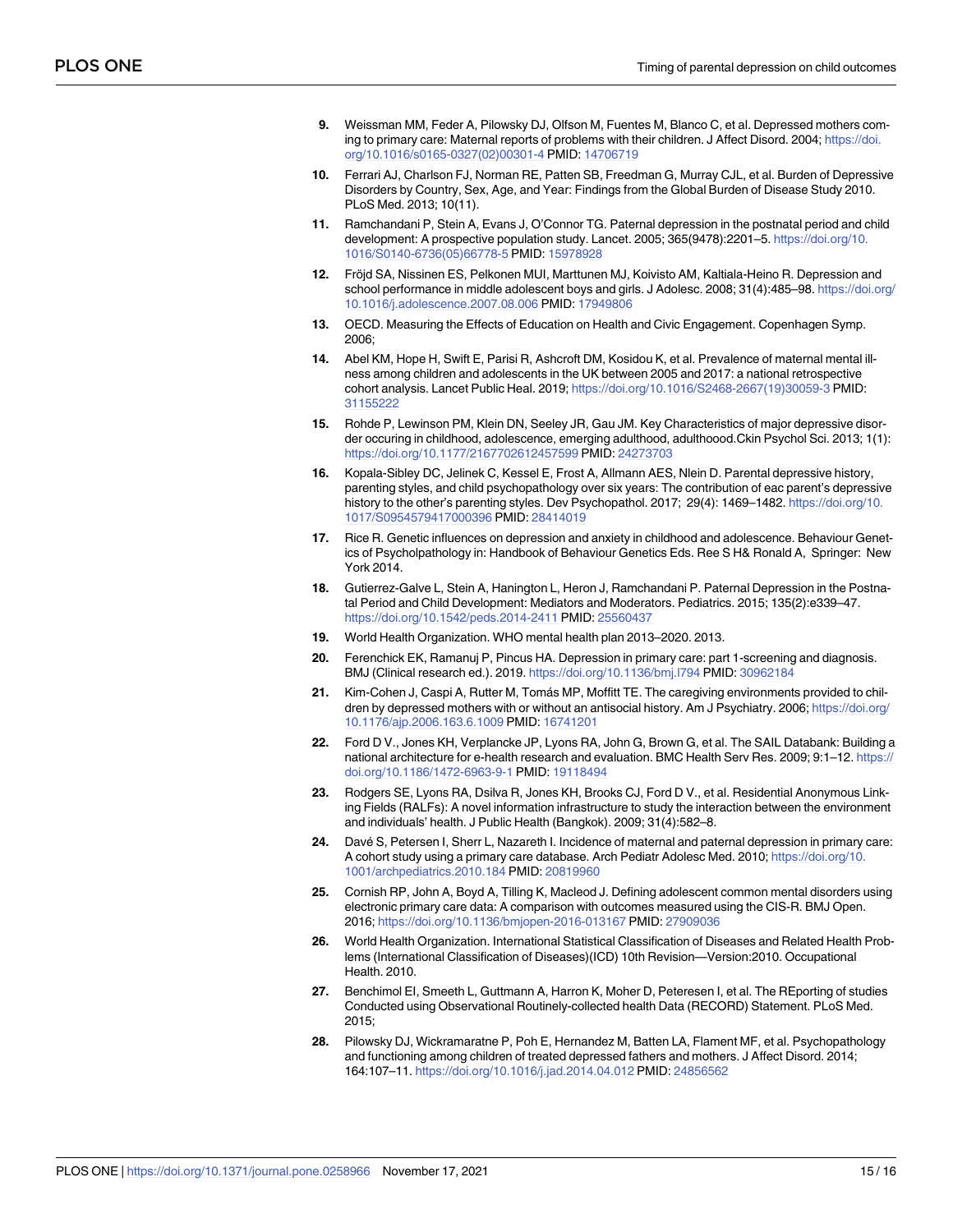9. Weissman MM, Feder A, Pilowsky DJ, Olfson M, Fuentes M, Blanco C, et al. Depressed mothers coming to primary care: Maternal reports of problems with their children. J Affect Disord. 2004; https://doi.org/10.1016/s0165-0327(02)00301-4 PMID: 14706719
10. Ferrari AJ, Charlson FJ, Norman RE, Patten SB, Freedman G, Murray CJL, et al. Burden of Depressive Disorders by Country, Sex, Age, and Year: Findings from the Global Burden of Disease Study 2010. PLoS Med. 2013; 10(11).
11. Ramchandani P, Stein A, Evans J, O'Connor TG. Paternal depression in the postnatal period and child development: A prospective population study. Lancet. 2005; 365(9478):2201–5. https://doi.org/10.1016/S0140-6736(05)66778-5 PMID: 15978928
12. Fröjd SA, Nissinen ES, Pelkonen MUI, Marttunen MJ, Koivisto AM, Kaltiala-Heino R. Depression and school performance in middle adolescent boys and girls. J Adolesc. 2008; 31(4):485–98. https://doi.org/10.1016/j.adolescence.2007.08.006 PMID: 17949806
13. OECD. Measuring the Effects of Education on Health and Civic Engagement. Copenhagen Symp. 2006;
14. Abel KM, Hope H, Swift E, Parisi R, Ashcroft DM, Kosidou K, et al. Prevalence of maternal mental illness among children and adolescents in the UK between 2005 and 2017: a national retrospective cohort analysis. Lancet Public Heal. 2019; https://doi.org/10.1016/S2468-2667(19)30059-3 PMID: 31155222
15. Rohde P, Lewinson PM, Klein DN, Seeley JR, Gau JM. Key Characteristics of major depressive disorder occuring in childhood, adolescence, emerging adulthood, adulthoood.Ckin Psychol Sci. 2013; 1(1): https://doi.org/10.1177/2167702612457599 PMID: 24273703
16. Kopala-Sibley DC, Jelinek C, Kessel E, Frost A, Allmann AES, Nlein D. Parental depressive history, parenting styles, and child psychopathology over six years: The contribution of eac parent's depressive history to the other's parenting styles. Dev Psychopathol. 2017; 29(4): 1469–1482. https://doi.org/10.1017/S0954579417000396 PMID: 28414019
17. Rice R. Genetic influences on depression and anxiety in childhood and adolescence. Behaviour Genetics of Psycholpathology in: Handbook of Behaviour Genetics Eds. Ree S H& Ronald A, Springer: New York 2014.
18. Gutierrez-Galve L, Stein A, Hanington L, Heron J, Ramchandani P. Paternal Depression in the Postnatal Period and Child Development: Mediators and Moderators. Pediatrics. 2015; 135(2):e339–47. https://doi.org/10.1542/peds.2014-2411 PMID: 25560437
19. World Health Organization. WHO mental health plan 2013–2020. 2013.
20. Ferenchick EK, Ramanuj P, Pincus HA. Depression in primary care: part 1-screening and diagnosis. BMJ (Clinical research ed.). 2019. https://doi.org/10.1136/bmj.l794 PMID: 30962184
21. Kim-Cohen J, Caspi A, Rutter M, Tomás MP, Moffitt TE. The caregiving environments provided to children by depressed mothers with or without an antisocial history. Am J Psychiatry. 2006; https://doi.org/10.1176/ajp.2006.163.6.1009 PMID: 16741201
22. Ford D V., Jones KH, Verplancke JP, Lyons RA, John G, Brown G, et al. The SAIL Databank: Building a national architecture for e-health research and evaluation. BMC Health Serv Res. 2009; 9:1–12. https://doi.org/10.1186/1472-6963-9-1 PMID: 19118494
23. Rodgers SE, Lyons RA, Dsilva R, Jones KH, Brooks CJ, Ford D V., et al. Residential Anonymous Linking Fields (RALFs): A novel information infrastructure to study the interaction between the environment and individuals' health. J Public Health (Bangkok). 2009; 31(4):582–8.
24. Davé S, Petersen I, Sherr L, Nazareth I. Incidence of maternal and paternal depression in primary care: A cohort study using a primary care database. Arch Pediatr Adolesc Med. 2010; https://doi.org/10.1001/archpediatrics.2010.184 PMID: 20819960
25. Cornish RP, John A, Boyd A, Tilling K, Macleod J. Defining adolescent common mental disorders using electronic primary care data: A comparison with outcomes measured using the CIS-R. BMJ Open. 2016; https://doi.org/10.1136/bmjopen-2016-013167 PMID: 27909036
26. World Health Organization. International Statistical Classification of Diseases and Related Health Problems (International Classification of Diseases)(ICD) 10th Revision—Version:2010. Occupational Health. 2010.
27. Benchimol EI, Smeeth L, Guttmann A, Harron K, Moher D, Peteresen I, et al. The REporting of studies Conducted using Observational Routinely-collected health Data (RECORD) Statement. PLoS Med. 2015;
28. Pilowsky DJ, Wickramaratne P, Poh E, Hernandez M, Batten LA, Flament MF, et al. Psychopathology and functioning among children of treated depressed fathers and mothers. J Affect Disord. 2014; 164:107–11. https://doi.org/10.1016/j.jad.2014.04.012 PMID: 24856562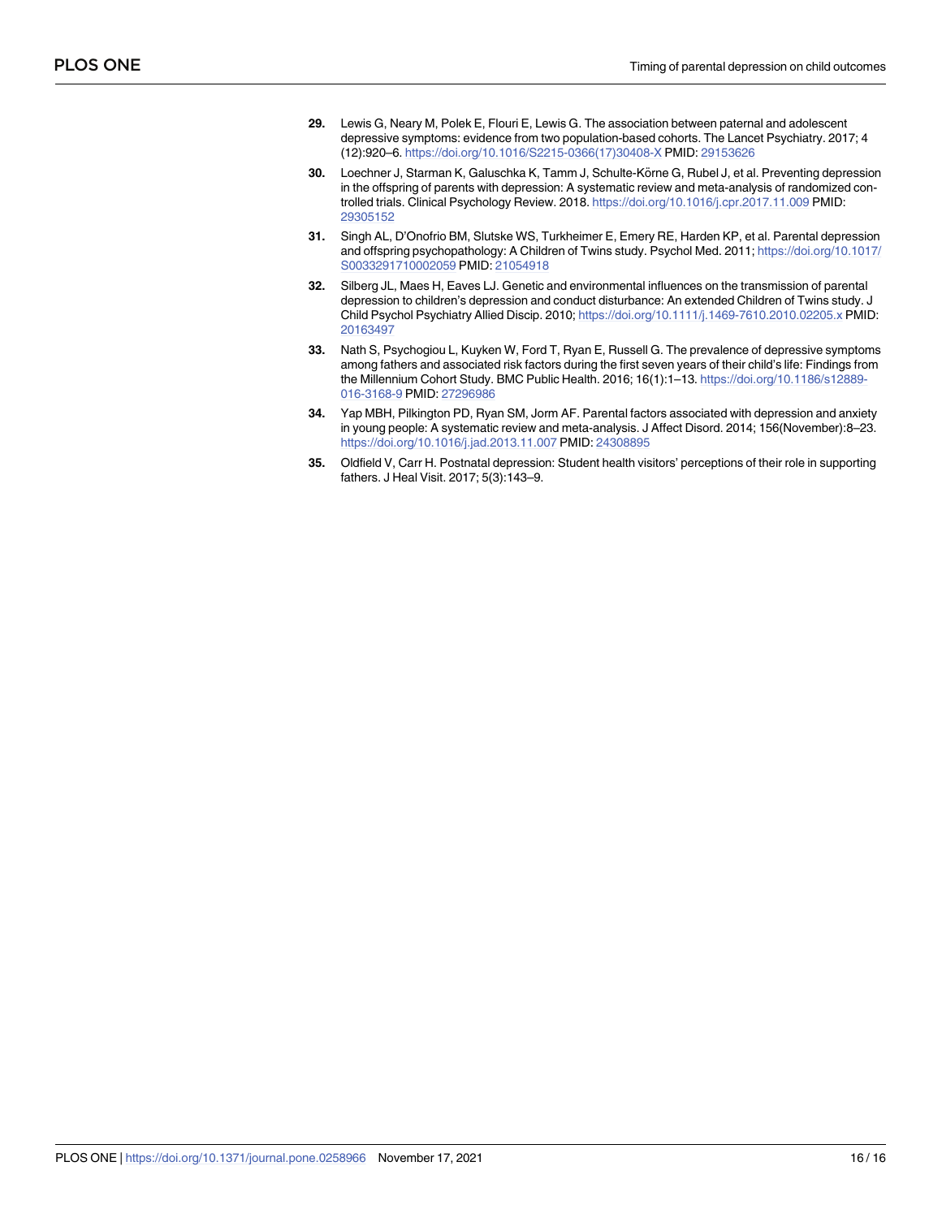29. Lewis G, Neary M, Polek E, Flouri E, Lewis G. The association between paternal and adolescent depressive symptoms: evidence from two population-based cohorts. The Lancet Psychiatry. 2017; 4 (12):920–6. https://doi.org/10.1016/S2215-0366(17)30408-X PMID: 29153626

30. Loechner J, Starman K, Galuschka K, Tamm J, Schulte-Körne G, Rubel J, et al. Preventing depression in the offspring of parents with depression: A systematic review and meta-analysis of randomized controlled trials. Clinical Psychology Review. 2018. https://doi.org/10.1016/j.cpr.2017.11.009 PMID: 29305152

31. Singh AL, D'Onofrio BM, Slutske WS, Turkheimer E, Emery RE, Harden KP, et al. Parental depression and offspring psychopathology: A Children of Twins study. Psychol Med. 2011; https://doi.org/10.1017/S0033291710002059 PMID: 21054918

32. Silberg JL, Maes H, Eaves LJ. Genetic and environmental influences on the transmission of parental depression to children's depression and conduct disturbance: An extended Children of Twins study. J Child Psychol Psychiatry Allied Discip. 2010; https://doi.org/10.1111/j.1469-7610.2010.02205.x PMID: 20163497

33. Nath S, Psychogiou L, Kuyken W, Ford T, Ryan E, Russell G. The prevalence of depressive symptoms among fathers and associated risk factors during the first seven years of their child's life: Findings from the Millennium Cohort Study. BMC Public Health. 2016; 16(1):1–13. https://doi.org/10.1186/s12889-016-3168-9 PMID: 27296986

34. Yap MBH, Pilkington PD, Ryan SM, Jorm AF. Parental factors associated with depression and anxiety in young people: A systematic review and meta-analysis. J Affect Disord. 2014; 156(November):8–23. https://doi.org/10.1016/j.jad.2013.11.007 PMID: 24308895

35. Oldfield V, Carr H. Postnatal depression: Student health visitors' perceptions of their role in supporting fathers. J Heal Visit. 2017; 5(3):143–9.